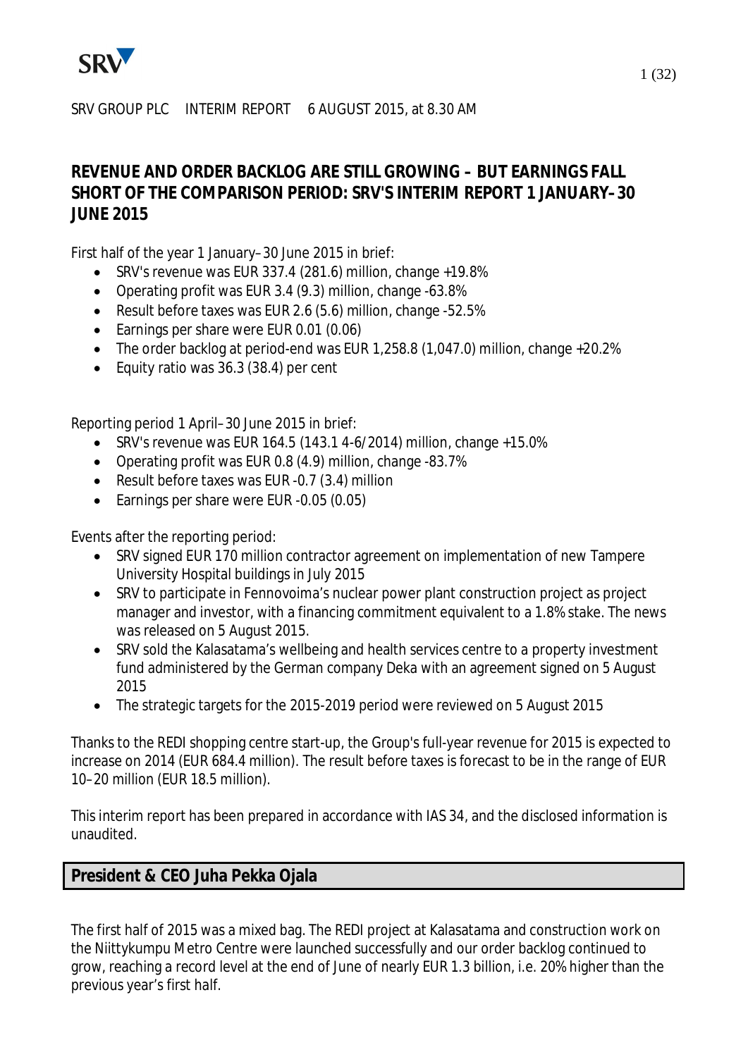SRV GROUP PLC  INTERIM REPORT  6 AUGUST 2015, at 8.30 AM

# REVENUE AND ORDER BACKLOG ARE STILL GROWING – BUT EARNINGS FALL SHORT OF THE COMPARISON PERIOD: SRV'S INTERIM REPORT 1 JANUARY–30 JUNE 2015

First half of the year 1 January–30 June 2015 in brief:

- SRV's revenue was EUR 337.4 (281.6) million, change +19.8%
- Operating profit was EUR 3.4 (9.3) million, change -63.8%
- Result before taxes was EUR 2.6 (5.6) million, change -52.5%
- Earnings per share were EUR 0.01 (0.06)
- The order backlog at period-end was EUR 1,258.8 (1,047.0) million, change +20.2%
- Equity ratio was 36.3 (38.4) per cent

Reporting period 1 April–30 June 2015 in brief:

- SRV's revenue was EUR 164.5 (143.1 4-6/2014) million, change +15.0%
- Operating profit was EUR 0.8 (4.9) million, change -83.7%
- Result before taxes was EUR -0.7 (3.4) million
- Earnings per share were EUR -0.05 (0.05)

Events after the reporting period:

- SRV signed EUR 170 million contractor agreement on implementation of new Tampere University Hospital buildings in July 2015
- SRV to participate in Fennovoima's nuclear power plant construction project as project manager and investor, with a financing commitment equivalent to a 1.8% stake. The news was released on 5 August 2015.
- SRV sold the Kalasatama's wellbeing and health services centre to a property investment fund administered by the German company Deka with an agreement signed on 5 August 2015
- The strategic targets for the 2015-2019 period were reviewed on 5 August 2015

Thanks to the REDI shopping centre start-up, the Group's full-year revenue for 2015 is expected to increase on 2014 (EUR 684.4 million). The result before taxes is forecast to be in the range of EUR 10–20 million (EUR 18.5 million).

This interim report has been prepared in accordance with IAS 34, and the disclosed information is unaudited.

## President & CEO Juha Pekka Ojala

The first half of 2015 was a mixed bag. The REDI project at Kalasatama and construction work on the Niittykumpu Metro Centre were launched successfully and our order backlog continued to grow, reaching a record level at the end of June of nearly EUR 1.3 billion, i.e. 20% higher than the previous year's first half.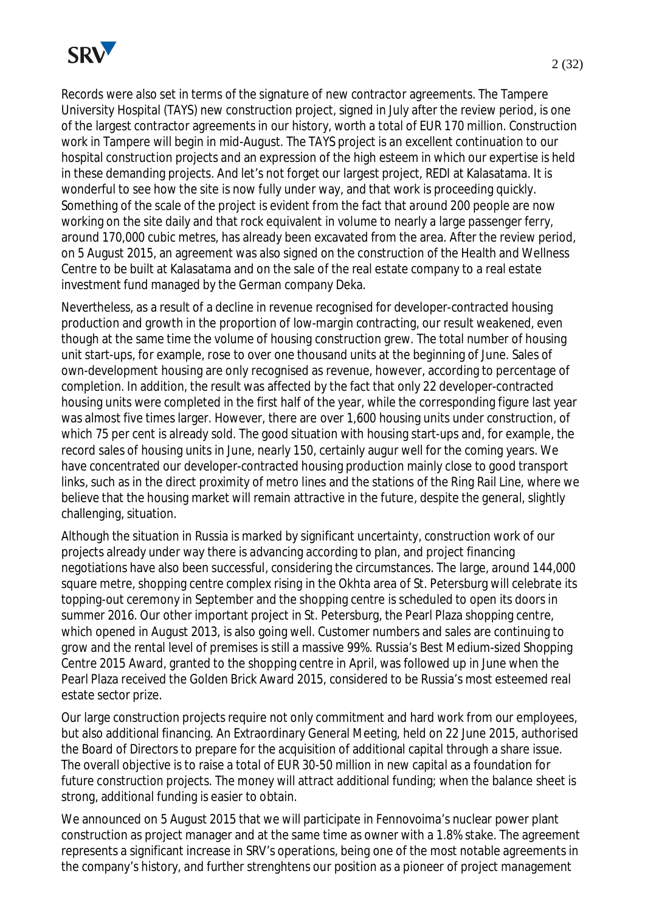Records were also set in terms of the signature of new contractor agreements. The Tampere University Hospital (TAYS) new construction project, signed in July after the review period, is one of the largest contractor agreements in our history, worth a total of EUR 170 million. Construction work in Tampere will begin in mid-August. The TAYS project is an excellent continuation to our hospital construction projects and an expression of the high esteem in which our expertise is held in these demanding projects. And let's not forget our largest project, REDI at Kalasatama. It is wonderful to see how the site is now fully under way, and that work is proceeding quickly. Something of the scale of the project is evident from the fact that around 200 people are now working on the site daily and that rock equivalent in volume to nearly a large passenger ferry, around 170,000 cubic metres, has already been excavated from the area. After the review period, on 5 August 2015, an agreement was also signed on the construction of the Health and Wellness Centre to be built at Kalasatama and on the sale of the real estate company to a real estate investment fund managed by the German company Deka.

Nevertheless, as a result of a decline in revenue recognised for developer-contracted housing production and growth in the proportion of low-margin contracting, our result weakened, even though at the same time the volume of housing construction grew. The total number of housing unit start-ups, for example, rose to over one thousand units at the beginning of June. Sales of own-development housing are only recognised as revenue, however, according to percentage of completion. In addition, the result was affected by the fact that only 22 developer-contracted housing units were completed in the first half of the year, while the corresponding figure last year was almost five times larger. However, there are over 1,600 housing units under construction, of which 75 per cent is already sold. The good situation with housing start-ups and, for example, the record sales of housing units in June, nearly 150, certainly augur well for the coming years. We have concentrated our developer-contracted housing production mainly close to good transport links, such as in the direct proximity of metro lines and the stations of the Ring Rail Line, where we believe that the housing market will remain attractive in the future, despite the general, slightly challenging, situation.

Although the situation in Russia is marked by significant uncertainty, construction work of our projects already under way there is advancing according to plan, and project financing negotiations have also been successful, considering the circumstances. The large, around 144,000 square metre, shopping centre complex rising in the Okhta area of St. Petersburg will celebrate its topping-out ceremony in September and the shopping centre is scheduled to open its doors in summer 2016. Our other important project in St. Petersburg, the Pearl Plaza shopping centre, which opened in August 2013, is also going well. Customer numbers and sales are continuing to grow and the rental level of premises is still a massive 99%. Russia's Best Medium-sized Shopping Centre 2015 Award, granted to the shopping centre in April, was followed up in June when the Pearl Plaza received the Golden Brick Award 2015, considered to be Russia's most esteemed real estate sector prize.

Our large construction projects require not only commitment and hard work from our employees, but also additional financing. An Extraordinary General Meeting, held on 22 June 2015, authorised the Board of Directors to prepare for the acquisition of additional capital through a share issue. The overall objective is to raise a total of EUR 30-50 million in new capital as a foundation for future construction projects. The money will attract additional funding; when the balance sheet is strong, additional funding is easier to obtain.

We announced on 5 August 2015 that we will participate in Fennovoima's nuclear power plant construction as project manager and at the same time as owner with a 1.8% stake. The agreement represents a significant increase in SRV's operations, being one of the most notable agreements in the company's history, and further strenghtens our position as a pioneer of project management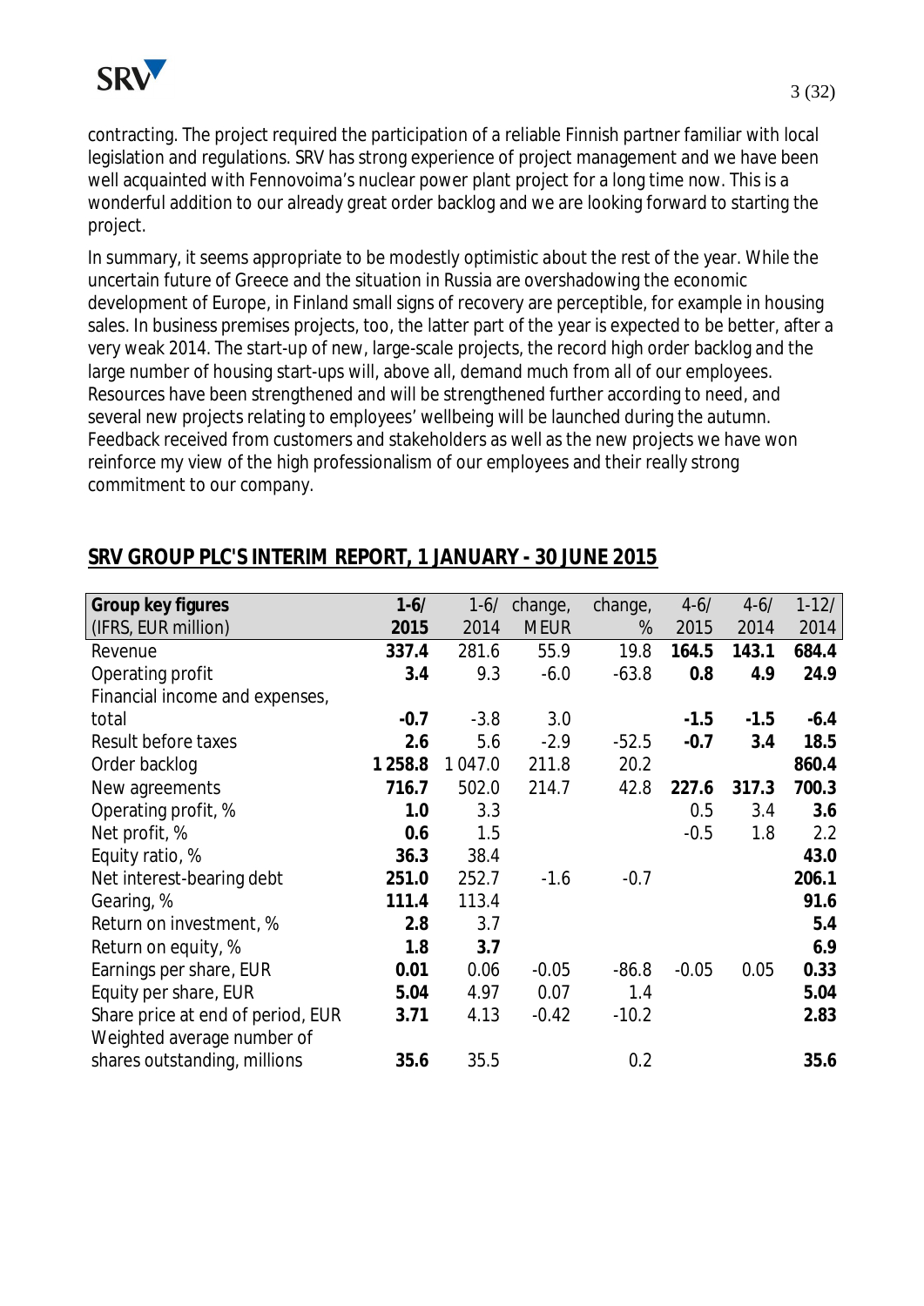contracting. The project required the participation of a reliable Finnish partner familiar with local legislation and regulations. SRV has strong experience of project management and we have been well acquainted with Fennovoima's nuclear power plant project for a long time now. This is a wonderful addition to our already great order backlog and we are looking forward to starting the project.

In summary, it seems appropriate to be modestly optimistic about the rest of the year. While the uncertain future of Greece and the situation in Russia are overshadowing the economic development of Europe, in Finland small signs of recovery are perceptible, for example in housing sales. In business premises projects, too, the latter part of the year is expected to be better, after a very weak 2014. The start-up of new, large-scale projects, the record high order backlog and the large number of housing start-ups will, above all, demand much from all of our employees. Resources have been strengthened and will be strengthened further according to need, and several new projects relating to employees' wellbeing will be launched during the autumn. Feedback received from customers and stakeholders as well as the new projects we have won reinforce my view of the high professionalism of our employees and their really strong commitment to our company.

## SRV GROUP PLC'S INTERIM REPORT, 1 JANUARY - 30 JUNE 2015

| **Group key figures** (IFRS, EUR million) | **1-6/ 2015** | 1-6/ 2014 | change, MEUR | change, % | **4-6/ 2015** | **4-6/ 2014** | **1-12/ 2014** |
|---|---|---|---|---|---|---|---|
| Revenue | **337.4** | 281.6 | 55.9 | 19.8 | **164.5** | **143.1** | **684.4** |
| Operating profit | **3.4** | 9.3 | -6.0 | -63.8 | **0.8** | **4.9** | **24.9** |
| Financial income and expenses, total | **-0.7** | -3.8 | 3.0 | | **-1.5** | **-1.5** | **-6.4** |
| Result before taxes | **2.6** | 5.6 | -2.9 | -52.5 | **-0.7** | **3.4** | **18.5** |
| Order backlog | **1 258.8** | 1 047.0 | 211.8 | 20.2 | | | **860.4** |
| New agreements | **716.7** | 502.0 | 214.7 | 42.8 | **227.6** | **317.3** | **700.3** |
| Operating profit, % | **1.0** | 3.3 | | | 0.5 | 3.4 | **3.6** |
| Net profit, % | **0.6** | 1.5 | | | -0.5 | 1.8 | 2.2 |
| Equity ratio, % | **36.3** | 38.4 | | | | | **43.0** |
| Net interest-bearing debt | **251.0** | 252.7 | -1.6 | -0.7 | | | **206.1** |
| Gearing, % | **111.4** | 113.4 | | | | | **91.6** |
| Return on investment, % | **2.8** | 3.7 | | | | | **5.4** |
| Return on equity, % | **1.8** | **3.7** | | | | | **6.9** |
| Earnings per share, EUR | **0.01** | 0.06 | -0.05 | -86.8 | -0.05 | 0.05 | **0.33** |
| Equity per share, EUR | **5.04** | 4.97 | 0.07 | 1.4 | | | **5.04** |
| Share price at end of period, EUR | **3.71** | 4.13 | -0.42 | -10.2 | | | **2.83** |
| Weighted average number of shares outstanding, millions | **35.6** | 35.5 | | 0.2 | | | **35.6** |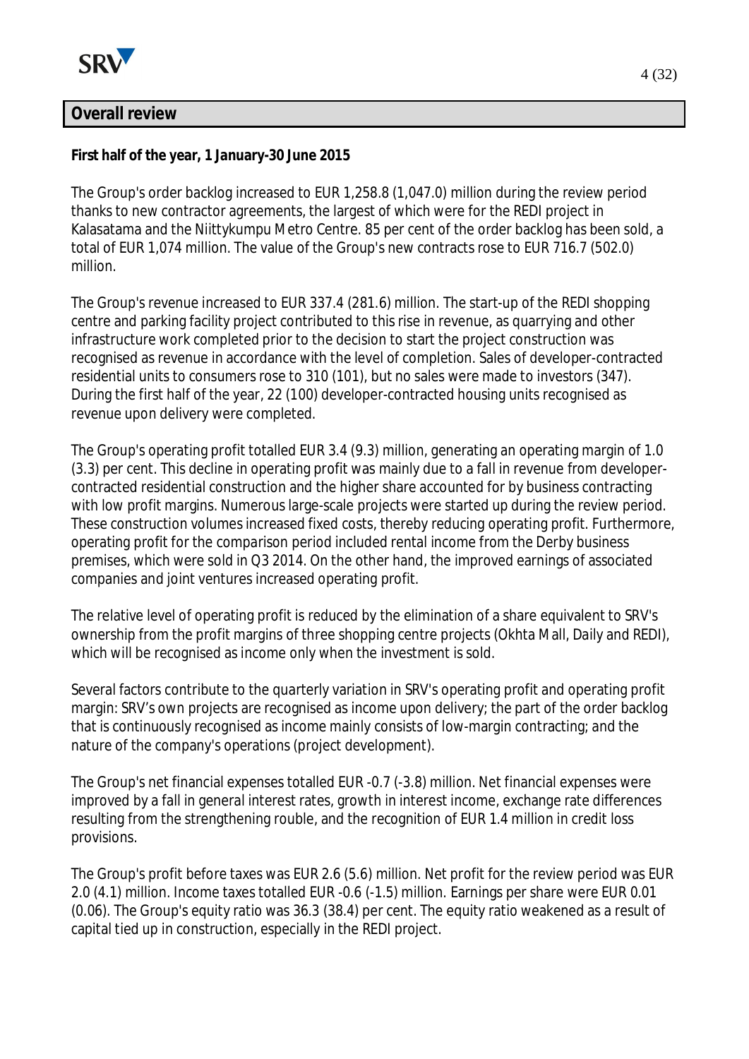## Overall review

**First half of the year, 1 January-30 June 2015**

The Group's order backlog increased to EUR 1,258.8 (1,047.0) million during the review period thanks to new contractor agreements, the largest of which were for the REDI project in Kalasatama and the Niittykumpu Metro Centre. 85 per cent of the order backlog has been sold, a total of EUR 1,074 million. The value of the Group's new contracts rose to EUR 716.7 (502.0) million.

The Group's revenue increased to EUR 337.4 (281.6) million. The start-up of the REDI shopping centre and parking facility project contributed to this rise in revenue, as quarrying and other infrastructure work completed prior to the decision to start the project construction was recognised as revenue in accordance with the level of completion. Sales of developer-contracted residential units to consumers rose to 310 (101), but no sales were made to investors (347). During the first half of the year, 22 (100) developer-contracted housing units recognised as revenue upon delivery were completed.

The Group's operating profit totalled EUR 3.4 (9.3) million, generating an operating margin of 1.0 (3.3) per cent. This decline in operating profit was mainly due to a fall in revenue from developer-contracted residential construction and the higher share accounted for by business contracting with low profit margins. Numerous large-scale projects were started up during the review period. These construction volumes increased fixed costs, thereby reducing operating profit. Furthermore, operating profit for the comparison period included rental income from the Derby business premises, which were sold in Q3 2014. On the other hand, the improved earnings of associated companies and joint ventures increased operating profit.

The relative level of operating profit is reduced by the elimination of a share equivalent to SRV's ownership from the profit margins of three shopping centre projects (Okhta Mall, Daily and REDI), which will be recognised as income only when the investment is sold.

Several factors contribute to the quarterly variation in SRV's operating profit and operating profit margin: SRV's own projects are recognised as income upon delivery; the part of the order backlog that is continuously recognised as income mainly consists of low-margin contracting; and the nature of the company's operations (project development).

The Group's net financial expenses totalled EUR -0.7 (-3.8) million. Net financial expenses were improved by a fall in general interest rates, growth in interest income, exchange rate differences resulting from the strengthening rouble, and the recognition of EUR 1.4 million in credit loss provisions.

The Group's profit before taxes was EUR 2.6 (5.6) million. Net profit for the review period was EUR 2.0 (4.1) million. Income taxes totalled EUR -0.6 (-1.5) million. Earnings per share were EUR 0.01 (0.06). The Group's equity ratio was 36.3 (38.4) per cent. The equity ratio weakened as a result of capital tied up in construction, especially in the REDI project.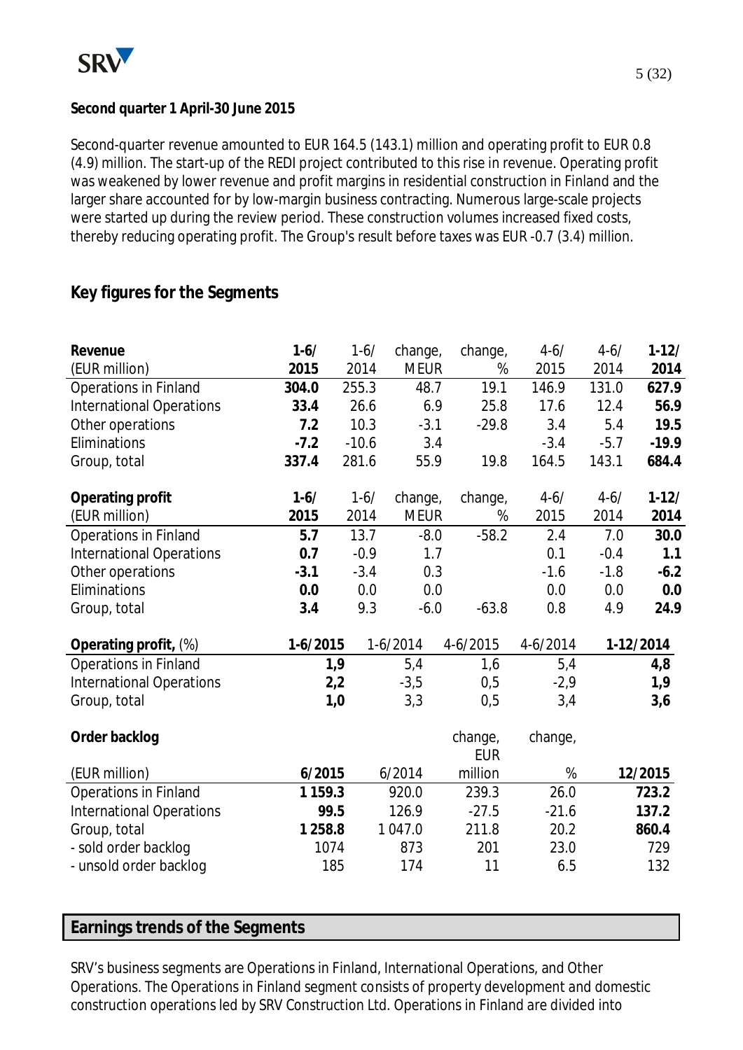**Second quarter 1 April-30 June 2015**

Second-quarter revenue amounted to EUR 164.5 (143.1) million and operating profit to EUR 0.8 (4.9) million. The start-up of the REDI project contributed to this rise in revenue. Operating profit was weakened by lower revenue and profit margins in residential construction in Finland and the larger share accounted for by low-margin business contracting. Numerous large-scale projects were started up during the review period. These construction volumes increased fixed costs, thereby reducing operating profit. The Group's result before taxes was EUR -0.7 (3.4) million.

## Key figures for the Segments

| Revenue (EUR million) | 1-6/ 2015 | 1-6/ 2014 | change, MEUR | change, % | 4-6/ 2015 | 4-6/ 2014 | 1-12/ 2014 |
|---|---|---|---|---|---|---|---|
| Operations in Finland | **304.0** | 255.3 | 48.7 | 19.1 | 146.9 | 131.0 | **627.9** |
| International Operations | **33.4** | 26.6 | 6.9 | 25.8 | 17.6 | 12.4 | **56.9** |
| Other operations | **7.2** | 10.3 | -3.1 | -29.8 | 3.4 | 5.4 | **19.5** |
| Eliminations | **-7.2** | -10.6 | 3.4 | | -3.4 | -5.7 | **-19.9** |
| Group, total | **337.4** | 281.6 | 55.9 | 19.8 | 164.5 | 143.1 | **684.4** |

| Operating profit (EUR million) | 1-6/ 2015 | 1-6/ 2014 | change, MEUR | change, % | 4-6/ 2015 | 4-6/ 2014 | 1-12/ 2014 |
|---|---|---|---|---|---|---|---|
| Operations in Finland | **5.7** | 13.7 | -8.0 | -58.2 | 2.4 | 7.0 | **30.0** |
| International Operations | **0.7** | -0.9 | 1.7 | | 0.1 | -0.4 | **1.1** |
| Other operations | **-3.1** | -3.4 | 0.3 | | -1.6 | -1.8 | **-6.2** |
| Eliminations | **0.0** | 0.0 | 0.0 | | 0.0 | 0.0 | **0.0** |
| Group, total | **3.4** | 9.3 | -6.0 | -63.8 | 0.8 | 4.9 | **24.9** |

| Operating profit, (%) | 1-6/2015 | 1-6/2014 | 4-6/2015 | 4-6/2014 | 1-12/2014 |
|---|---|---|---|---|---|
| Operations in Finland | **1,9** | 5,4 | 1,6 | 5,4 | **4,8** |
| International Operations | **2,2** | -3,5 | 0,5 | -2,9 | **1,9** |
| Group, total | **1,0** | 3,3 | 0,5 | 3,4 | **3,6** |

| Order backlog (EUR million) | 6/2015 | 6/2014 | change, EUR million | change, % | 12/2015 |
|---|---|---|---|---|---|
| Operations in Finland | **1 159.3** | 920.0 | 239.3 | 26.0 | **723.2** |
| International Operations | **99.5** | 126.9 | -27.5 | -21.6 | **137.2** |
| Group, total | **1 258.8** | 1 047.0 | 211.8 | 20.2 | **860.4** |
| - sold order backlog | 1074 | 873 | 201 | 23.0 | 729 |
| - unsold order backlog | 185 | 174 | 11 | 6.5 | 132 |

## Earnings trends of the Segments

SRV's business segments are Operations in Finland, International Operations, and Other Operations. The Operations in Finland segment consists of property development and domestic construction operations led by SRV Construction Ltd. Operations in Finland are divided into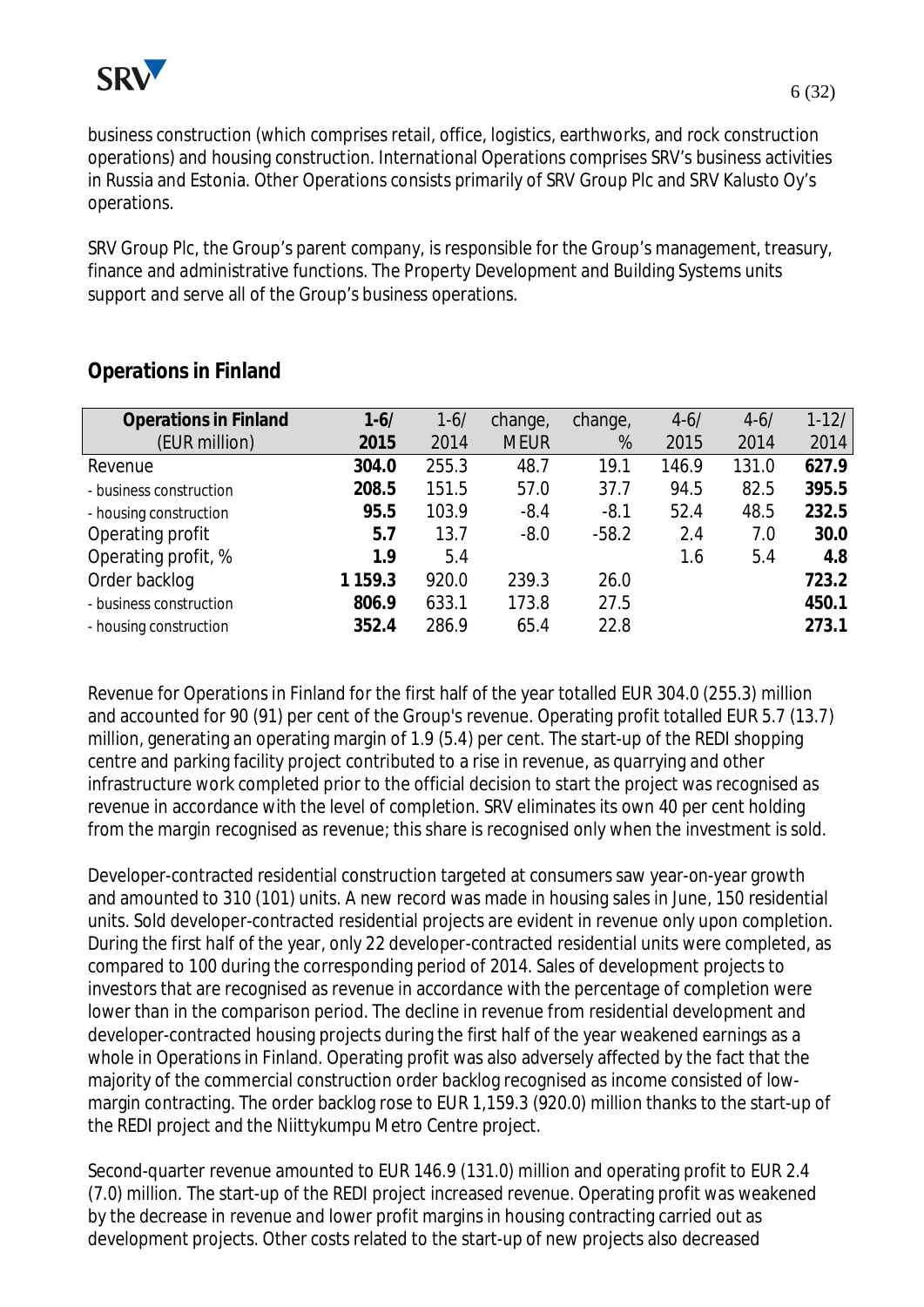business construction (which comprises retail, office, logistics, earthworks, and rock construction operations) and housing construction. International Operations comprises SRV's business activities in Russia and Estonia. Other Operations consists primarily of SRV Group Plc and SRV Kalusto Oy's operations.

SRV Group Plc, the Group's parent company, is responsible for the Group's management, treasury, finance and administrative functions. The Property Development and Building Systems units support and serve all of the Group's business operations.

## Operations in Finland

| Operations in Finland (EUR million) | 1-6/ 2015 | 1-6/ 2014 | change, MEUR | change, % | 4-6/ 2015 | 4-6/ 2014 | 1-12/ 2014 |
|---|---|---|---|---|---|---|---|
| Revenue | **304.0** | 255.3 | 48.7 | 19.1 | 146.9 | 131.0 | **627.9** |
| - business construction | **208.5** | 151.5 | 57.0 | 37.7 | 94.5 | 82.5 | **395.5** |
| - housing construction | **95.5** | 103.9 | -8.4 | -8.1 | 52.4 | 48.5 | **232.5** |
| Operating profit | **5.7** | 13.7 | -8.0 | -58.2 | 2.4 | 7.0 | **30.0** |
| Operating profit, % | **1.9** | 5.4 | | | 1.6 | 5.4 | **4.8** |
| Order backlog | **1 159.3** | 920.0 | 239.3 | 26.0 | | | **723.2** |
| - business construction | **806.9** | 633.1 | 173.8 | 27.5 | | | **450.1** |
| - housing construction | **352.4** | 286.9 | 65.4 | 22.8 | | | **273.1** |

Revenue for Operations in Finland for the first half of the year totalled EUR 304.0 (255.3) million and accounted for 90 (91) per cent of the Group's revenue. Operating profit totalled EUR 5.7 (13.7) million, generating an operating margin of 1.9 (5.4) per cent. The start-up of the REDI shopping centre and parking facility project contributed to a rise in revenue, as quarrying and other infrastructure work completed prior to the official decision to start the project was recognised as revenue in accordance with the level of completion. SRV eliminates its own 40 per cent holding from the margin recognised as revenue; this share is recognised only when the investment is sold.

Developer-contracted residential construction targeted at consumers saw year-on-year growth and amounted to 310 (101) units. A new record was made in housing sales in June, 150 residential units. Sold developer-contracted residential projects are evident in revenue only upon completion. During the first half of the year, only 22 developer-contracted residential units were completed, as compared to 100 during the corresponding period of 2014. Sales of development projects to investors that are recognised as revenue in accordance with the percentage of completion were lower than in the comparison period. The decline in revenue from residential development and developer-contracted housing projects during the first half of the year weakened earnings as a whole in Operations in Finland. Operating profit was also adversely affected by the fact that the majority of the commercial construction order backlog recognised as income consisted of low-margin contracting. The order backlog rose to EUR 1,159.3 (920.0) million thanks to the start-up of the REDI project and the Niittykumpu Metro Centre project.

Second-quarter revenue amounted to EUR 146.9 (131.0) million and operating profit to EUR 2.4 (7.0) million. The start-up of the REDI project increased revenue. Operating profit was weakened by the decrease in revenue and lower profit margins in housing contracting carried out as development projects. Other costs related to the start-up of new projects also decreased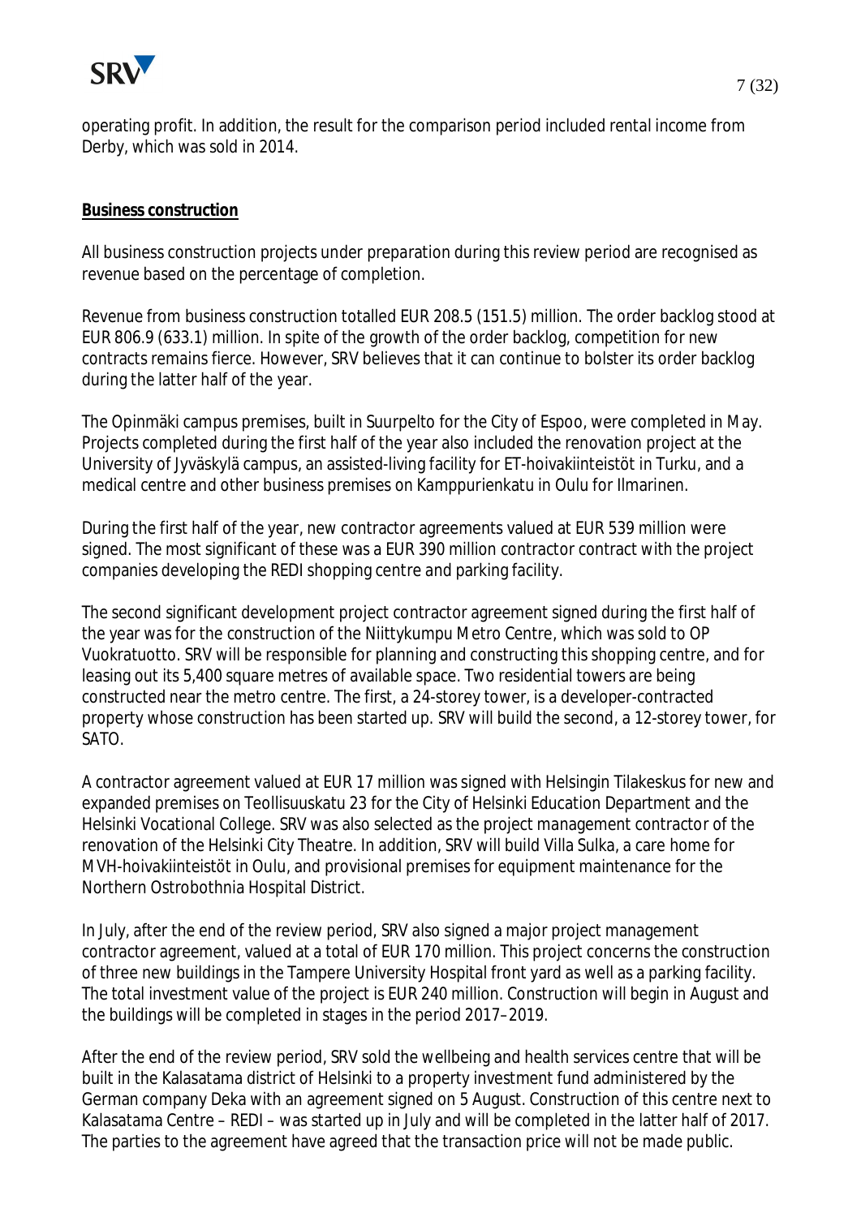operating profit. In addition, the result for the comparison period included rental income from Derby, which was sold in 2014.

**Business construction**

All business construction projects under preparation during this review period are recognised as revenue based on the percentage of completion.

Revenue from business construction totalled EUR 208.5 (151.5) million. The order backlog stood at EUR 806.9 (633.1) million. In spite of the growth of the order backlog, competition for new contracts remains fierce. However, SRV believes that it can continue to bolster its order backlog during the latter half of the year.

The Opinmäki campus premises, built in Suurpelto for the City of Espoo, were completed in May. Projects completed during the first half of the year also included the renovation project at the University of Jyväskylä campus, an assisted-living facility for ET-hoivakiinteistöt in Turku, and a medical centre and other business premises on Kamppurienkatu in Oulu for Ilmarinen.

During the first half of the year, new contractor agreements valued at EUR 539 million were signed. The most significant of these was a EUR 390 million contractor contract with the project companies developing the REDI shopping centre and parking facility.

The second significant development project contractor agreement signed during the first half of the year was for the construction of the Niittykumpu Metro Centre, which was sold to OP Vuokratuotto. SRV will be responsible for planning and constructing this shopping centre, and for leasing out its 5,400 square metres of available space. Two residential towers are being constructed near the metro centre. The first, a 24-storey tower, is a developer-contracted property whose construction has been started up. SRV will build the second, a 12-storey tower, for SATO.

A contractor agreement valued at EUR 17 million was signed with Helsingin Tilakeskus for new and expanded premises on Teollisuuskatu 23 for the City of Helsinki Education Department and the Helsinki Vocational College. SRV was also selected as the project management contractor of the renovation of the Helsinki City Theatre. In addition, SRV will build Villa Sulka, a care home for MVH-hoivakiinteistöt in Oulu, and provisional premises for equipment maintenance for the Northern Ostrobothnia Hospital District.

In July, after the end of the review period, SRV also signed a major project management contractor agreement, valued at a total of EUR 170 million. This project concerns the construction of three new buildings in the Tampere University Hospital front yard as well as a parking facility. The total investment value of the project is EUR 240 million. Construction will begin in August and the buildings will be completed in stages in the period 2017–2019.

After the end of the review period, SRV sold the wellbeing and health services centre that will be built in the Kalasatama district of Helsinki to a property investment fund administered by the German company Deka with an agreement signed on 5 August. Construction of this centre next to Kalasatama Centre – REDI – was started up in July and will be completed in the latter half of 2017. The parties to the agreement have agreed that the transaction price will not be made public.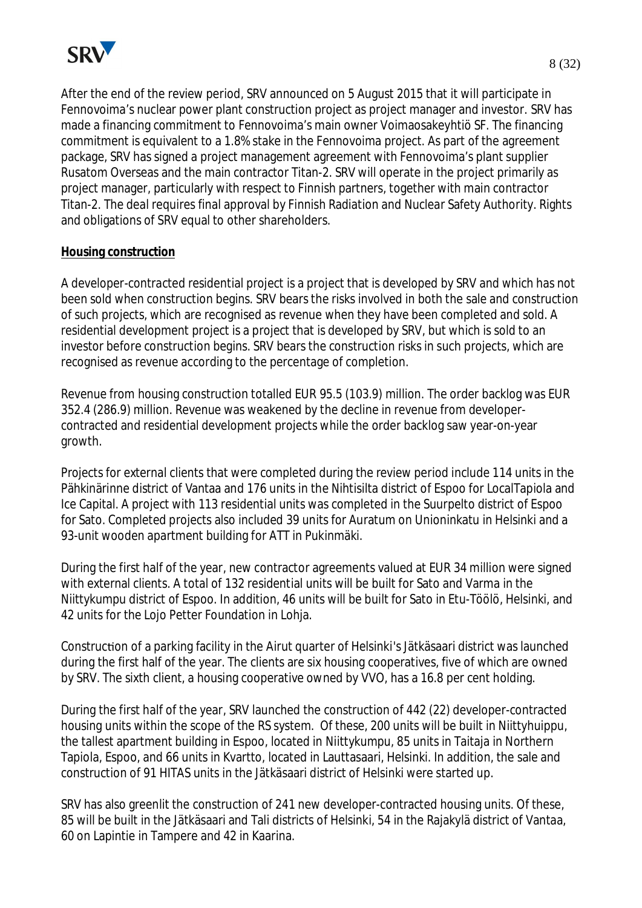After the end of the review period, SRV announced on 5 August 2015 that it will participate in Fennovoima's nuclear power plant construction project as project manager and investor. SRV has made a financing commitment to Fennovoima's main owner Voimaosakeyhtiö SF. The financing commitment is equivalent to a 1.8% stake in the Fennovoima project. As part of the agreement package, SRV has signed a project management agreement with Fennovoima's plant supplier Rusatom Overseas and the main contractor Titan-2. SRV will operate in the project primarily as project manager, particularly with respect to Finnish partners, together with main contractor Titan-2. The deal requires final approval by Finnish Radiation and Nuclear Safety Authority. Rights and obligations of SRV equal to other shareholders.

**Housing construction**

A developer-contracted residential project is a project that is developed by SRV and which has not been sold when construction begins. SRV bears the risks involved in both the sale and construction of such projects, which are recognised as revenue when they have been completed and sold. A residential development project is a project that is developed by SRV, but which is sold to an investor before construction begins. SRV bears the construction risks in such projects, which are recognised as revenue according to the percentage of completion.

Revenue from housing construction totalled EUR 95.5 (103.9) million. The order backlog was EUR 352.4 (286.9) million. Revenue was weakened by the decline in revenue from developer-contracted and residential development projects while the order backlog saw year-on-year growth.

Projects for external clients that were completed during the review period include 114 units in the Pähkinärinne district of Vantaa and 176 units in the Nihtisilta district of Espoo for LocalTapiola and Ice Capital. A project with 113 residential units was completed in the Suurpelto district of Espoo for Sato. Completed projects also included 39 units for Auratum on Unioninkatu in Helsinki and a 93-unit wooden apartment building for ATT in Pukinmäki.

During the first half of the year, new contractor agreements valued at EUR 34 million were signed with external clients. A total of 132 residential units will be built for Sato and Varma in the Niittykumpu district of Espoo. In addition, 46 units will be built for Sato in Etu-Töölö, Helsinki, and 42 units for the Lojo Petter Foundation in Lohja.

Construction of a parking facility in the Airut quarter of Helsinki's Jätkäsaari district was launched during the first half of the year. The clients are six housing cooperatives, five of which are owned by SRV. The sixth client, a housing cooperative owned by VVO, has a 16.8 per cent holding.

During the first half of the year, SRV launched the construction of 442 (22) developer-contracted housing units within the scope of the RS system. Of these, 200 units will be built in Niittyhuippu, the tallest apartment building in Espoo, located in Niittykumpu, 85 units in Taitaja in Northern Tapiola, Espoo, and 66 units in Kvartto, located in Lauttasaari, Helsinki. In addition, the sale and construction of 91 HITAS units in the Jätkäsaari district of Helsinki were started up.

SRV has also greenlit the construction of 241 new developer-contracted housing units. Of these, 85 will be built in the Jätkäsaari and Tali districts of Helsinki, 54 in the Rajakylä district of Vantaa, 60 on Lapintie in Tampere and 42 in Kaarina.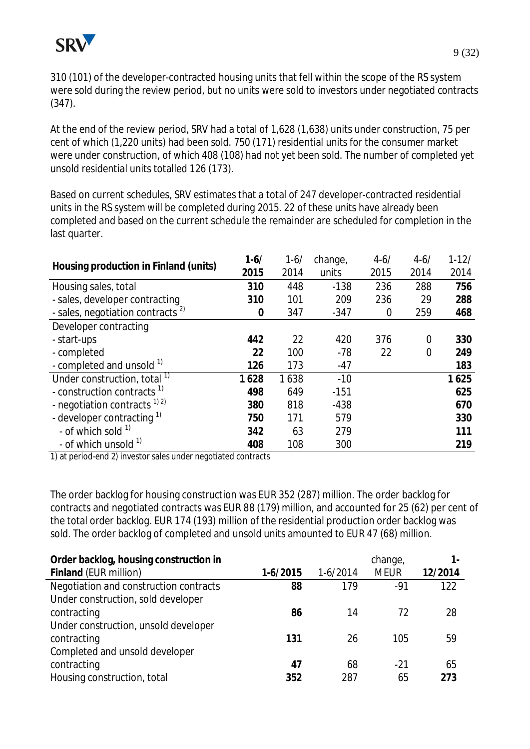310 (101) of the developer-contracted housing units that fell within the scope of the RS system were sold during the review period, but no units were sold to investors under negotiated contracts (347).

At the end of the review period, SRV had a total of 1,628 (1,638) units under construction, 75 per cent of which (1,220 units) had been sold. 750 (171) residential units for the consumer market were under construction, of which 408 (108) had not yet been sold. The number of completed yet unsold residential units totalled 126 (173).

Based on current schedules, SRV estimates that a total of 247 developer-contracted residential units in the RS system will be completed during 2015. 22 of these units have already been completed and based on the current schedule the remainder are scheduled for completion in the last quarter.

| Housing production in Finland (units) | 1-6/ 2015 | 1-6/ 2014 | change, units | 4-6/ 2015 | 4-6/ 2014 | 1-12/ 2014 |
|---|---|---|---|---|---|---|
| Housing sales, total | **310** | 448 | -138 | 236 | 288 | **756** |
| - sales, developer contracting | **310** | 101 | 209 | 236 | 29 | **288** |
| - sales, negotiation contracts [2] | **0** | 347 | -347 | 0 | 259 | **468** |
| Developer contracting | | | | | | |
| - start-ups | **442** | 22 | 420 | 376 | 0 | **330** |
| - completed | **22** | 100 | -78 | 22 | 0 | **249** |
| - completed and unsold [1] | **126** | 173 | -47 | | | **183** |
| Under construction, total [1] | **1 628** | 1 638 | -10 | | | **1 625** |
| - construction contracts [1] | **498** | 649 | -151 | | | **625** |
| - negotiation contracts [1) 2)] | **380** | 818 | -438 | | | **670** |
| - developer contracting [1] | **750** | 171 | 579 | | | **330** |
| - of which sold [1] | **342** | 63 | 279 | | | **111** |
| - of which unsold [1] | **408** | 108 | 300 | | | **219** |

1) at period-end 2) investor sales under negotiated contracts

The order backlog for housing construction was EUR 352 (287) million. The order backlog for contracts and negotiated contracts was EUR 88 (179) million, and accounted for 25 (62) per cent of the total order backlog. EUR 174 (193) million of the residential production order backlog was sold. The order backlog of completed and unsold units amounted to EUR 47 (68) million.

| **Order backlog, housing construction in Finland** (EUR million) | **1-6/2015** | 1-6/2014 | change, MEUR | **1-12/2014** |
|---|---|---|---|---|
| Negotiation and construction contracts | **88** | 179 | -91 | 122 |
| Under construction, sold developer contracting | **86** | 14 | 72 | 28 |
| Under construction, unsold developer contracting | **131** | 26 | 105 | 59 |
| Completed and unsold developer contracting | **47** | 68 | -21 | 65 |
| Housing construction, total | **352** | 287 | 65 | **273** |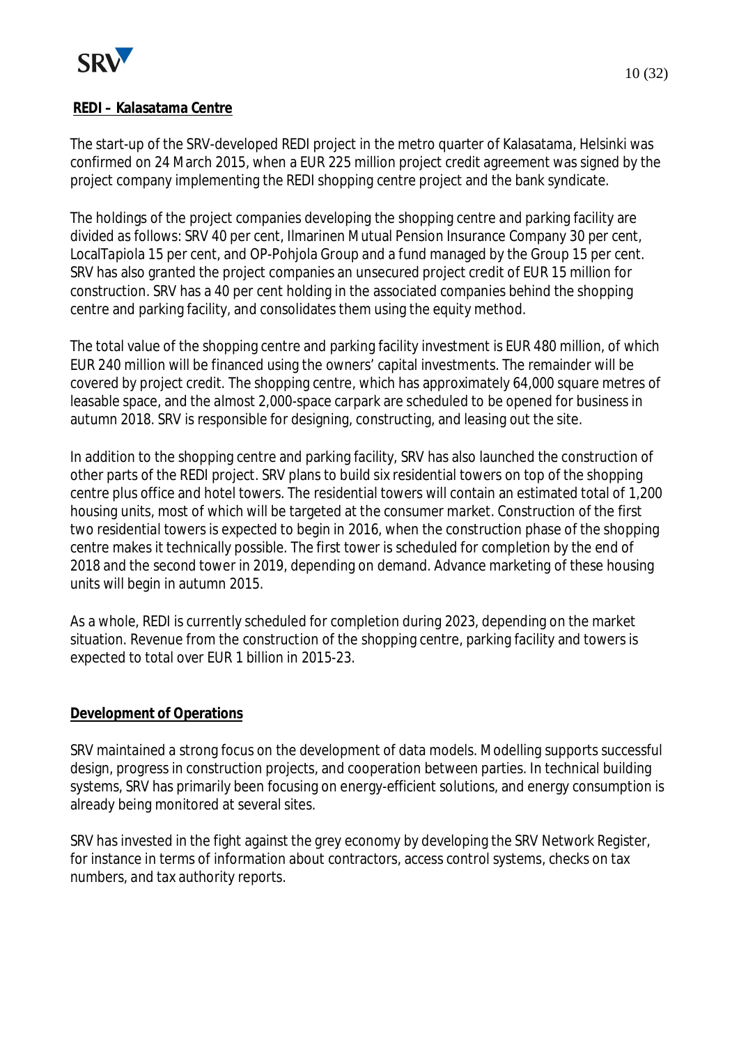**REDI – Kalasatama Centre**

The start-up of the SRV-developed REDI project in the metro quarter of Kalasatama, Helsinki was confirmed on 24 March 2015, when a EUR 225 million project credit agreement was signed by the project company implementing the REDI shopping centre project and the bank syndicate.

The holdings of the project companies developing the shopping centre and parking facility are divided as follows: SRV 40 per cent, Ilmarinen Mutual Pension Insurance Company 30 per cent, LocalTapiola 15 per cent, and OP-Pohjola Group and a fund managed by the Group 15 per cent. SRV has also granted the project companies an unsecured project credit of EUR 15 million for construction. SRV has a 40 per cent holding in the associated companies behind the shopping centre and parking facility, and consolidates them using the equity method.

The total value of the shopping centre and parking facility investment is EUR 480 million, of which EUR 240 million will be financed using the owners' capital investments. The remainder will be covered by project credit. The shopping centre, which has approximately 64,000 square metres of leasable space, and the almost 2,000-space carpark are scheduled to be opened for business in autumn 2018. SRV is responsible for designing, constructing, and leasing out the site.

In addition to the shopping centre and parking facility, SRV has also launched the construction of other parts of the REDI project. SRV plans to build six residential towers on top of the shopping centre plus office and hotel towers. The residential towers will contain an estimated total of 1,200 housing units, most of which will be targeted at the consumer market. Construction of the first two residential towers is expected to begin in 2016, when the construction phase of the shopping centre makes it technically possible. The first tower is scheduled for completion by the end of 2018 and the second tower in 2019, depending on demand. Advance marketing of these housing units will begin in autumn 2015.

As a whole, REDI is currently scheduled for completion during 2023, depending on the market situation. Revenue from the construction of the shopping centre, parking facility and towers is expected to total over EUR 1 billion in 2015-23.

**Development of Operations**

SRV maintained a strong focus on the development of data models. Modelling supports successful design, progress in construction projects, and cooperation between parties. In technical building systems, SRV has primarily been focusing on energy-efficient solutions, and energy consumption is already being monitored at several sites.

SRV has invested in the fight against the grey economy by developing the SRV Network Register, for instance in terms of information about contractors, access control systems, checks on tax numbers, and tax authority reports.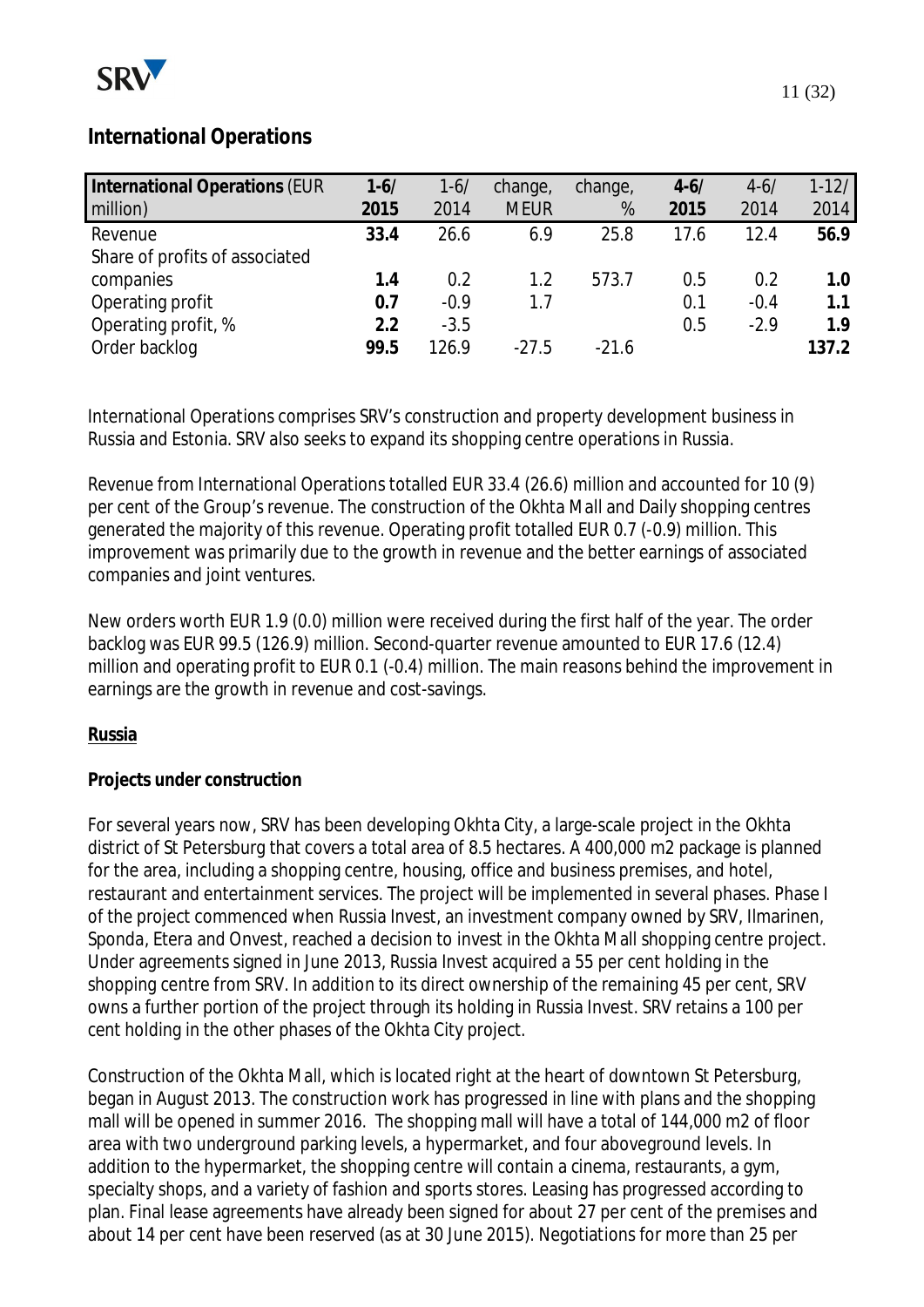## International Operations

| International Operations (EUR million) | 1-6/ 2015 | 1-6/ 2014 | change, MEUR | change, % | 4-6/ 2015 | 4-6/ 2014 | 1-12/ 2014 |
|---|---|---|---|---|---|---|---|
| Revenue | **33.4** | 26.6 | 6.9 | 25.8 | 17.6 | 12.4 | **56.9** |
| Share of profits of associated companies | **1.4** | 0.2 | 1.2 | 573.7 | 0.5 | 0.2 | **1.0** |
| Operating profit | **0.7** | -0.9 | 1.7 | | 0.1 | -0.4 | **1.1** |
| Operating profit, % | **2.2** | -3.5 | | | 0.5 | -2.9 | **1.9** |
| Order backlog | **99.5** | 126.9 | -27.5 | -21.6 | | | **137.2** |

International Operations comprises SRV's construction and property development business in Russia and Estonia. SRV also seeks to expand its shopping centre operations in Russia.

Revenue from International Operations totalled EUR 33.4 (26.6) million and accounted for 10 (9) per cent of the Group's revenue. The construction of the Okhta Mall and Daily shopping centres generated the majority of this revenue. Operating profit totalled EUR 0.7 (-0.9) million. This improvement was primarily due to the growth in revenue and the better earnings of associated companies and joint ventures.

New orders worth EUR 1.9 (0.0) million were received during the first half of the year. The order backlog was EUR 99.5 (126.9) million. Second-quarter revenue amounted to EUR 17.6 (12.4) million and operating profit to EUR 0.1 (-0.4) million. The main reasons behind the improvement in earnings are the growth in revenue and cost-savings.

**Russia**

**Projects under construction**

For several years now, SRV has been developing Okhta City, a large-scale project in the Okhta district of St Petersburg that covers a total area of 8.5 hectares. A 400,000 m2 package is planned for the area, including a shopping centre, housing, office and business premises, and hotel, restaurant and entertainment services. The project will be implemented in several phases. Phase I of the project commenced when Russia Invest, an investment company owned by SRV, Ilmarinen, Sponda, Etera and Onvest, reached a decision to invest in the Okhta Mall shopping centre project. Under agreements signed in June 2013, Russia Invest acquired a 55 per cent holding in the shopping centre from SRV. In addition to its direct ownership of the remaining 45 per cent, SRV owns a further portion of the project through its holding in Russia Invest. SRV retains a 100 per cent holding in the other phases of the Okhta City project.

Construction of the Okhta Mall, which is located right at the heart of downtown St Petersburg, began in August 2013. The construction work has progressed in line with plans and the shopping mall will be opened in summer 2016. The shopping mall will have a total of 144,000 m2 of floor area with two underground parking levels, a hypermarket, and four aboveground levels. In addition to the hypermarket, the shopping centre will contain a cinema, restaurants, a gym, specialty shops, and a variety of fashion and sports stores. Leasing has progressed according to plan. Final lease agreements have already been signed for about 27 per cent of the premises and about 14 per cent have been reserved (as at 30 June 2015). Negotiations for more than 25 per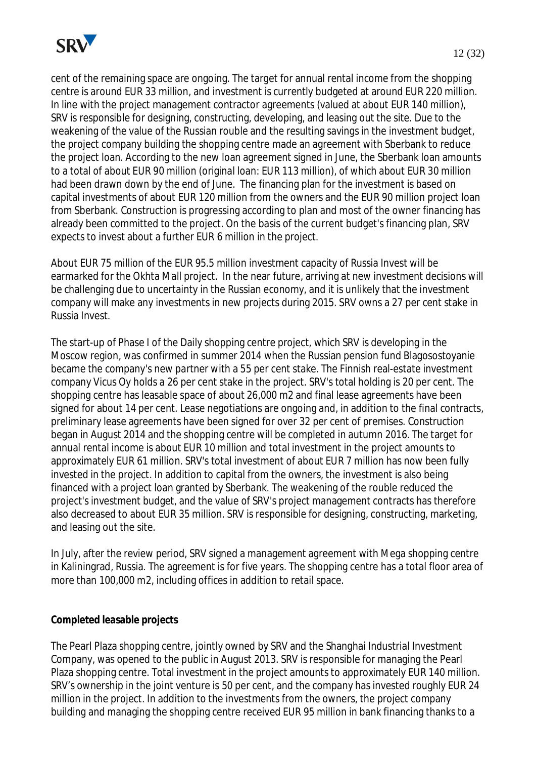cent of the remaining space are ongoing. The target for annual rental income from the shopping centre is around EUR 33 million, and investment is currently budgeted at around EUR 220 million. In line with the project management contractor agreements (valued at about EUR 140 million), SRV is responsible for designing, constructing, developing, and leasing out the site. Due to the weakening of the value of the Russian rouble and the resulting savings in the investment budget, the project company building the shopping centre made an agreement with Sberbank to reduce the project loan. According to the new loan agreement signed in June, the Sberbank loan amounts to a total of about EUR 90 million (original loan: EUR 113 million), of which about EUR 30 million had been drawn down by the end of June. The financing plan for the investment is based on capital investments of about EUR 120 million from the owners and the EUR 90 million project loan from Sberbank. Construction is progressing according to plan and most of the owner financing has already been committed to the project. On the basis of the current budget's financing plan, SRV expects to invest about a further EUR 6 million in the project.

About EUR 75 million of the EUR 95.5 million investment capacity of Russia Invest will be earmarked for the Okhta Mall project. In the near future, arriving at new investment decisions will be challenging due to uncertainty in the Russian economy, and it is unlikely that the investment company will make any investments in new projects during 2015. SRV owns a 27 per cent stake in Russia Invest.

The start-up of Phase I of the Daily shopping centre project, which SRV is developing in the Moscow region, was confirmed in summer 2014 when the Russian pension fund Blagosostoyanie became the company's new partner with a 55 per cent stake. The Finnish real-estate investment company Vicus Oy holds a 26 per cent stake in the project. SRV's total holding is 20 per cent. The shopping centre has leasable space of about 26,000 m2 and final lease agreements have been signed for about 14 per cent. Lease negotiations are ongoing and, in addition to the final contracts, preliminary lease agreements have been signed for over 32 per cent of premises. Construction began in August 2014 and the shopping centre will be completed in autumn 2016. The target for annual rental income is about EUR 10 million and total investment in the project amounts to approximately EUR 61 million. SRV's total investment of about EUR 7 million has now been fully invested in the project. In addition to capital from the owners, the investment is also being financed with a project loan granted by Sberbank. The weakening of the rouble reduced the project's investment budget, and the value of SRV's project management contracts has therefore also decreased to about EUR 35 million. SRV is responsible for designing, constructing, marketing, and leasing out the site.

In July, after the review period, SRV signed a management agreement with Mega shopping centre in Kaliningrad, Russia. The agreement is for five years. The shopping centre has a total floor area of more than 100,000 m2, including offices in addition to retail space.

**Completed leasable projects**

The Pearl Plaza shopping centre, jointly owned by SRV and the Shanghai Industrial Investment Company, was opened to the public in August 2013. SRV is responsible for managing the Pearl Plaza shopping centre. Total investment in the project amounts to approximately EUR 140 million. SRV's ownership in the joint venture is 50 per cent, and the company has invested roughly EUR 24 million in the project. In addition to the investments from the owners, the project company building and managing the shopping centre received EUR 95 million in bank financing thanks to a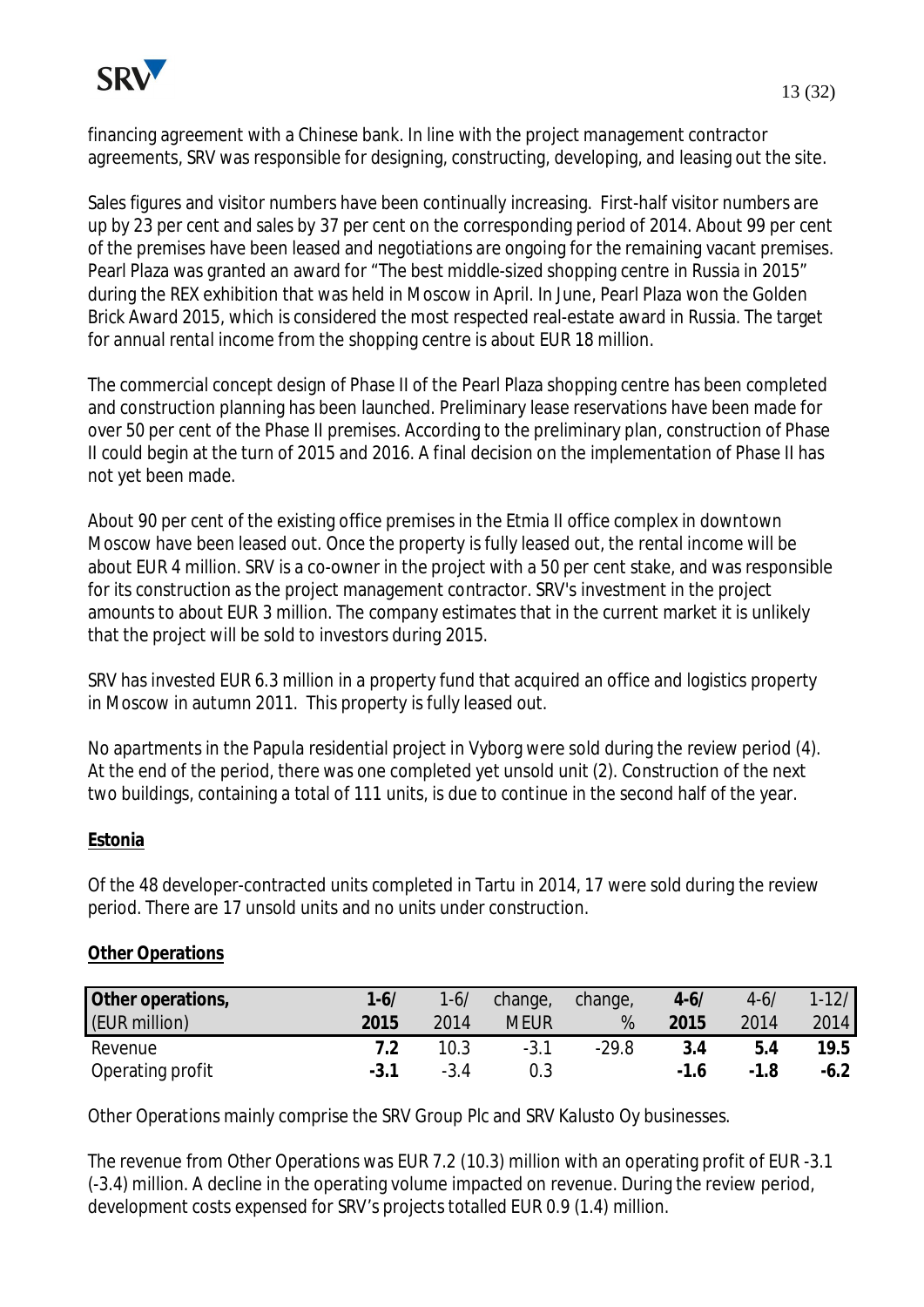financing agreement with a Chinese bank. In line with the project management contractor agreements, SRV was responsible for designing, constructing, developing, and leasing out the site.

Sales figures and visitor numbers have been continually increasing. First-half visitor numbers are up by 23 per cent and sales by 37 per cent on the corresponding period of 2014. About 99 per cent of the premises have been leased and negotiations are ongoing for the remaining vacant premises. Pearl Plaza was granted an award for "The best middle-sized shopping centre in Russia in 2015" during the REX exhibition that was held in Moscow in April. In June, Pearl Plaza won the Golden Brick Award 2015, which is considered the most respected real-estate award in Russia. The target for annual rental income from the shopping centre is about EUR 18 million.

The commercial concept design of Phase II of the Pearl Plaza shopping centre has been completed and construction planning has been launched. Preliminary lease reservations have been made for over 50 per cent of the Phase II premises. According to the preliminary plan, construction of Phase II could begin at the turn of 2015 and 2016. A final decision on the implementation of Phase II has not yet been made.

About 90 per cent of the existing office premises in the Etmia II office complex in downtown Moscow have been leased out. Once the property is fully leased out, the rental income will be about EUR 4 million. SRV is a co-owner in the project with a 50 per cent stake, and was responsible for its construction as the project management contractor. SRV's investment in the project amounts to about EUR 3 million. The company estimates that in the current market it is unlikely that the project will be sold to investors during 2015.

SRV has invested EUR 6.3 million in a property fund that acquired an office and logistics property in Moscow in autumn 2011. This property is fully leased out.

No apartments in the Papula residential project in Vyborg were sold during the review period (4). At the end of the period, there was one completed yet unsold unit (2). Construction of the next two buildings, containing a total of 111 units, is due to continue in the second half of the year.

**Estonia**

Of the 48 developer-contracted units completed in Tartu in 2014, 17 were sold during the review period. There are 17 unsold units and no units under construction.

**Other Operations**

| Other operations, (EUR million) | 1-6/ 2015 | 1-6/ 2014 | change, MEUR | change, % | 4-6/ 2015 | 4-6/ 2014 | 1-12/ 2014 |
|---|---|---|---|---|---|---|---|
| Revenue | **7.2** | 10.3 | -3.1 | -29.8 | **3.4** | **5.4** | **19.5** |
| Operating profit | **-3.1** | -3.4 | 0.3 | | **-1.6** | **-1.8** | **-6.2** |

Other Operations mainly comprise the SRV Group Plc and SRV Kalusto Oy businesses.

The revenue from Other Operations was EUR 7.2 (10.3) million with an operating profit of EUR -3.1 (-3.4) million. A decline in the operating volume impacted on revenue. During the review period, development costs expensed for SRV's projects totalled EUR 0.9 (1.4) million.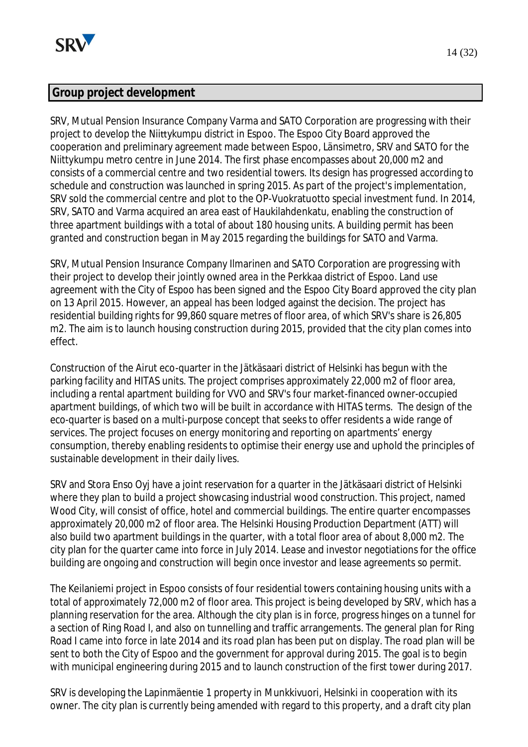## Group project development

SRV, Mutual Pension Insurance Company Varma and SATO Corporation are progressing with their project to develop the Niittykumpu district in Espoo. The Espoo City Board approved the cooperation and preliminary agreement made between Espoo, Länsimetro, SRV and SATO for the Niittykumpu metro centre in June 2014. The first phase encompasses about 20,000 m2 and consists of a commercial centre and two residential towers. Its design has progressed according to schedule and construction was launched in spring 2015. As part of the project's implementation, SRV sold the commercial centre and plot to the OP-Vuokratuotto special investment fund. In 2014, SRV, SATO and Varma acquired an area east of Haukilahdenkatu, enabling the construction of three apartment buildings with a total of about 180 housing units. A building permit has been granted and construction began in May 2015 regarding the buildings for SATO and Varma.

SRV, Mutual Pension Insurance Company Ilmarinen and SATO Corporation are progressing with their project to develop their jointly owned area in the Perkkaa district of Espoo. Land use agreement with the City of Espoo has been signed and the Espoo City Board approved the city plan on 13 April 2015. However, an appeal has been lodged against the decision. The project has residential building rights for 99,860 square metres of floor area, of which SRV's share is 26,805 m2. The aim is to launch housing construction during 2015, provided that the city plan comes into effect.

Construction of the Airut eco-quarter in the Jätkäsaari district of Helsinki has begun with the parking facility and HITAS units. The project comprises approximately 22,000 m2 of floor area, including a rental apartment building for VVO and SRV's four market-financed owner-occupied apartment buildings, of which two will be built in accordance with HITAS terms. The design of the eco-quarter is based on a multi-purpose concept that seeks to offer residents a wide range of services. The project focuses on energy monitoring and reporting on apartments' energy consumption, thereby enabling residents to optimise their energy use and uphold the principles of sustainable development in their daily lives.

SRV and Stora Enso Oyj have a joint reservation for a quarter in the Jätkäsaari district of Helsinki where they plan to build a project showcasing industrial wood construction. This project, named Wood City, will consist of office, hotel and commercial buildings. The entire quarter encompasses approximately 20,000 m2 of floor area. The Helsinki Housing Production Department (ATT) will also build two apartment buildings in the quarter, with a total floor area of about 8,000 m2. The city plan for the quarter came into force in July 2014. Lease and investor negotiations for the office building are ongoing and construction will begin once investor and lease agreements so permit.

The Keilaniemi project in Espoo consists of four residential towers containing housing units with a total of approximately 72,000 m2 of floor area. This project is being developed by SRV, which has a planning reservation for the area. Although the city plan is in force, progress hinges on a tunnel for a section of Ring Road I, and also on tunnelling and traffic arrangements. The general plan for Ring Road I came into force in late 2014 and its road plan has been put on display. The road plan will be sent to both the City of Espoo and the government for approval during 2015. The goal is to begin with municipal engineering during 2015 and to launch construction of the first tower during 2017.

SRV is developing the Lapinmäentie 1 property in Munkkivuori, Helsinki in cooperation with its owner. The city plan is currently being amended with regard to this property, and a draft city plan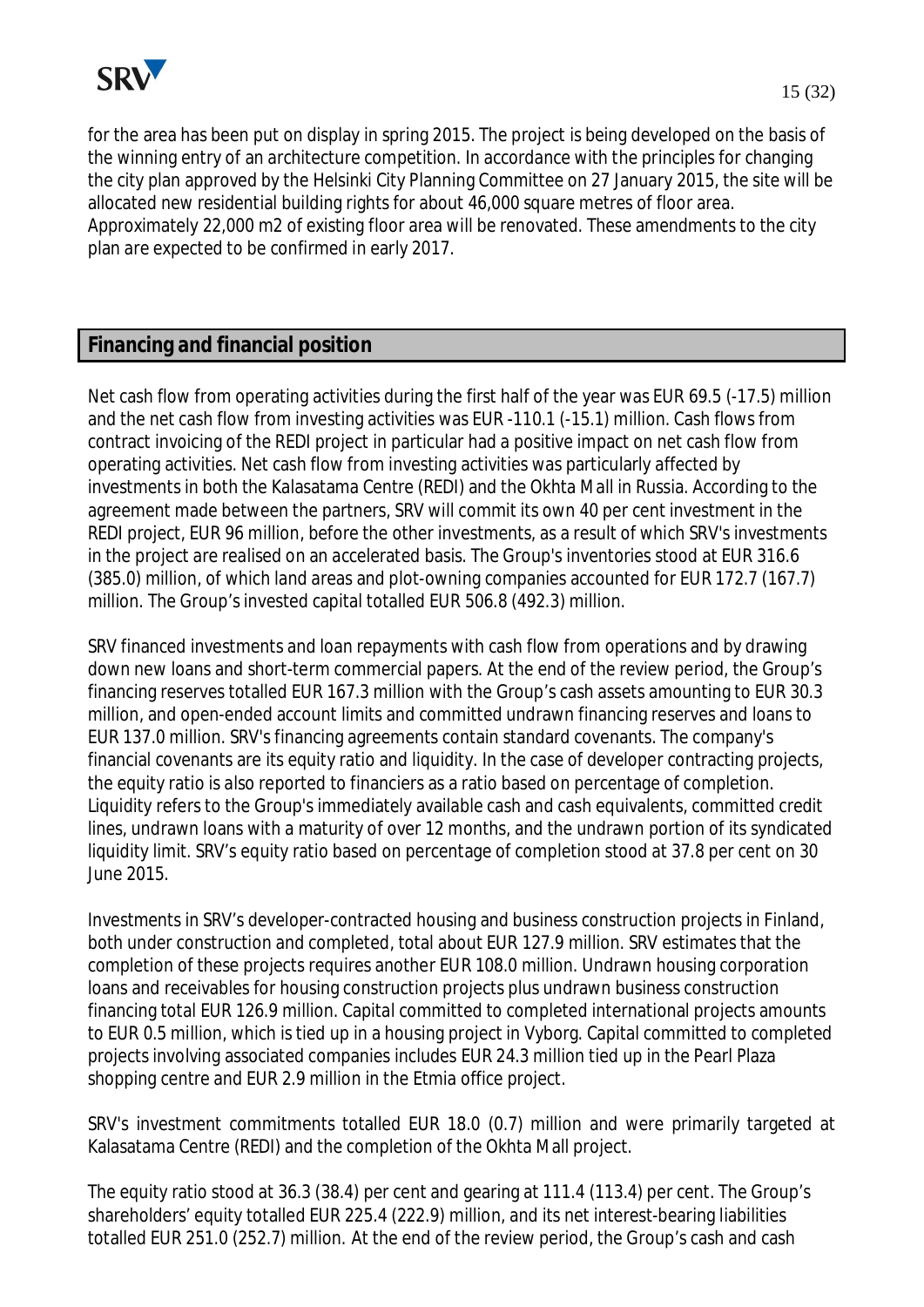for the area has been put on display in spring 2015. The project is being developed on the basis of the winning entry of an architecture competition. In accordance with the principles for changing the city plan approved by the Helsinki City Planning Committee on 27 January 2015, the site will be allocated new residential building rights for about 46,000 square metres of floor area. Approximately 22,000 m2 of existing floor area will be renovated. These amendments to the city plan are expected to be confirmed in early 2017.

## Financing and financial position

Net cash flow from operating activities during the first half of the year was EUR 69.5 (-17.5) million and the net cash flow from investing activities was EUR -110.1 (-15.1) million. Cash flows from contract invoicing of the REDI project in particular had a positive impact on net cash flow from operating activities. Net cash flow from investing activities was particularly affected by investments in both the Kalasatama Centre (REDI) and the Okhta Mall in Russia. According to the agreement made between the partners, SRV will commit its own 40 per cent investment in the REDI project, EUR 96 million, before the other investments, as a result of which SRV's investments in the project are realised on an accelerated basis. The Group's inventories stood at EUR 316.6 (385.0) million, of which land areas and plot-owning companies accounted for EUR 172.7 (167.7) million. The Group's invested capital totalled EUR 506.8 (492.3) million.

SRV financed investments and loan repayments with cash flow from operations and by drawing down new loans and short-term commercial papers. At the end of the review period, the Group's financing reserves totalled EUR 167.3 million with the Group's cash assets amounting to EUR 30.3 million, and open-ended account limits and committed undrawn financing reserves and loans to EUR 137.0 million. SRV's financing agreements contain standard covenants. The company's financial covenants are its equity ratio and liquidity. In the case of developer contracting projects, the equity ratio is also reported to financiers as a ratio based on percentage of completion. Liquidity refers to the Group's immediately available cash and cash equivalents, committed credit lines, undrawn loans with a maturity of over 12 months, and the undrawn portion of its syndicated liquidity limit. SRV's equity ratio based on percentage of completion stood at 37.8 per cent on 30 June 2015.

Investments in SRV's developer-contracted housing and business construction projects in Finland, both under construction and completed, total about EUR 127.9 million. SRV estimates that the completion of these projects requires another EUR 108.0 million. Undrawn housing corporation loans and receivables for housing construction projects plus undrawn business construction financing total EUR 126.9 million. Capital committed to completed international projects amounts to EUR 0.5 million, which is tied up in a housing project in Vyborg. Capital committed to completed projects involving associated companies includes EUR 24.3 million tied up in the Pearl Plaza shopping centre and EUR 2.9 million in the Etmia office project.

SRV's investment commitments totalled EUR 18.0 (0.7) million and were primarily targeted at Kalasatama Centre (REDI) and the completion of the Okhta Mall project.

The equity ratio stood at 36.3 (38.4) per cent and gearing at 111.4 (113.4) per cent. The Group's shareholders' equity totalled EUR 225.4 (222.9) million, and its net interest-bearing liabilities totalled EUR 251.0 (252.7) million. At the end of the review period, the Group's cash and cash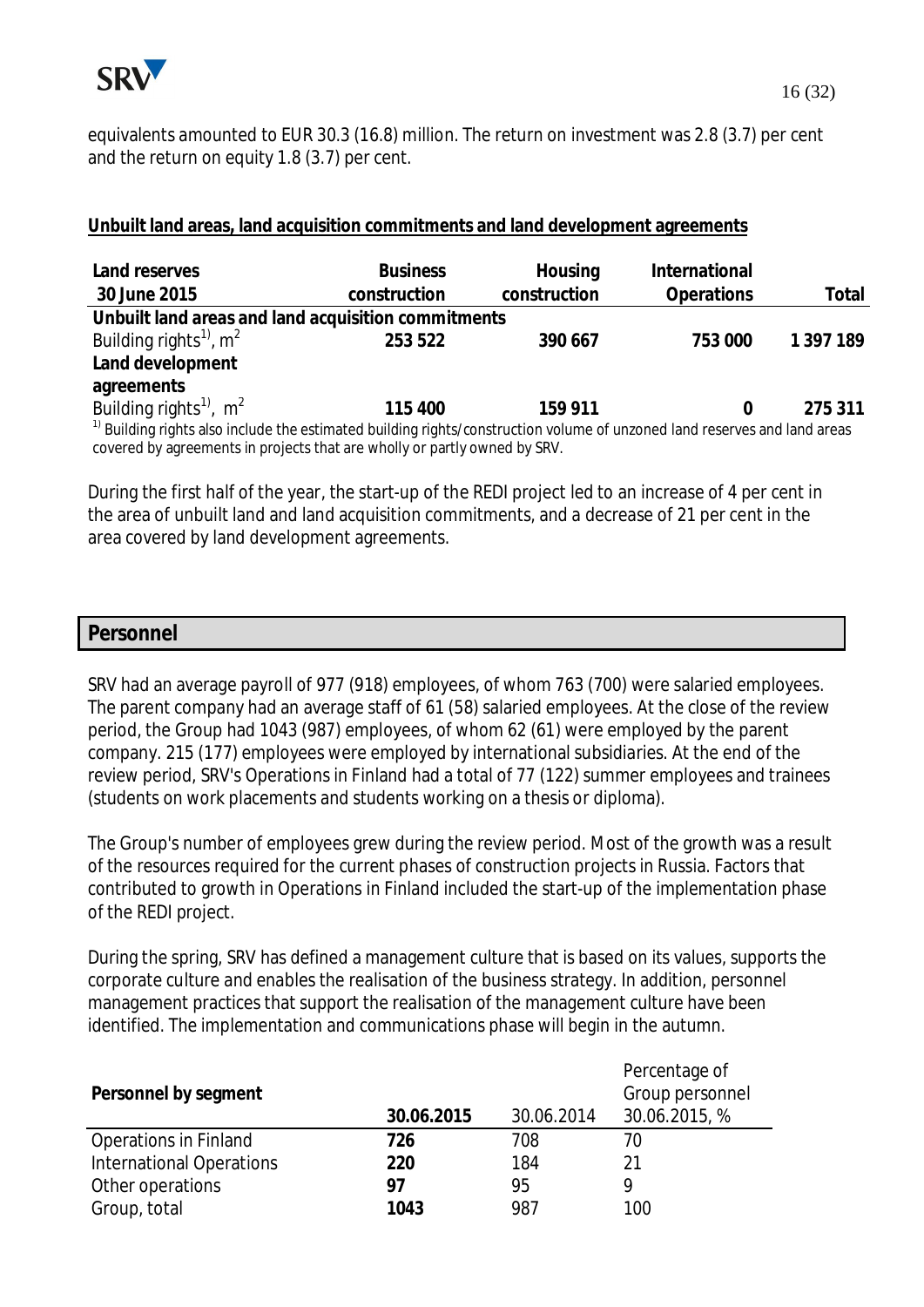equivalents amounted to EUR 30.3 (16.8) million. The return on investment was 2.8 (3.7) per cent and the return on equity 1.8 (3.7) per cent.

**Unbuilt land areas, land acquisition commitments and land development agreements**

| Land reserves 30 June 2015 | Business construction | Housing construction | International Operations | Total |
|---|---|---|---|---|
| **Unbuilt land areas and land acquisition commitments** | | | | |
| Building rights[1)], $m^2$ | **253 522** | **390 667** | **753 000** | **1 397 189** |
| **Land development agreements** | | | | |
| Building rights[1)], $m^2$ | **115 400** | **159 911** | **0** | **275 311** |

[1)] Building rights also include the estimated building rights/construction volume of unzoned land reserves and land areas covered by agreements in projects that are wholly or partly owned by SRV.

During the first half of the year, the start-up of the REDI project led to an increase of 4 per cent in the area of unbuilt land and land acquisition commitments, and a decrease of 21 per cent in the area covered by land development agreements.

## Personnel

SRV had an average payroll of 977 (918) employees, of whom 763 (700) were salaried employees. The parent company had an average staff of 61 (58) salaried employees. At the close of the review period, the Group had 1043 (987) employees, of whom 62 (61) were employed by the parent company. 215 (177) employees were employed by international subsidiaries. At the end of the review period, SRV's Operations in Finland had a total of 77 (122) summer employees and trainees (students on work placements and students working on a thesis or diploma).

The Group's number of employees grew during the review period. Most of the growth was a result of the resources required for the current phases of construction projects in Russia. Factors that contributed to growth in Operations in Finland included the start-up of the implementation phase of the REDI project.

During the spring, SRV has defined a management culture that is based on its values, supports the corporate culture and enables the realisation of the business strategy. In addition, personnel management practices that support the realisation of the management culture have been identified. The implementation and communications phase will begin in the autumn.

| Personnel by segment | 30.06.2015 | 30.06.2014 | Percentage of Group personnel 30.06.2015, % |
|---|---|---|---|
| Operations in Finland | **726** | 708 | 70 |
| International Operations | **220** | 184 | 21 |
| Other operations | **97** | 95 | 9 |
| Group, total | **1043** | 987 | 100 |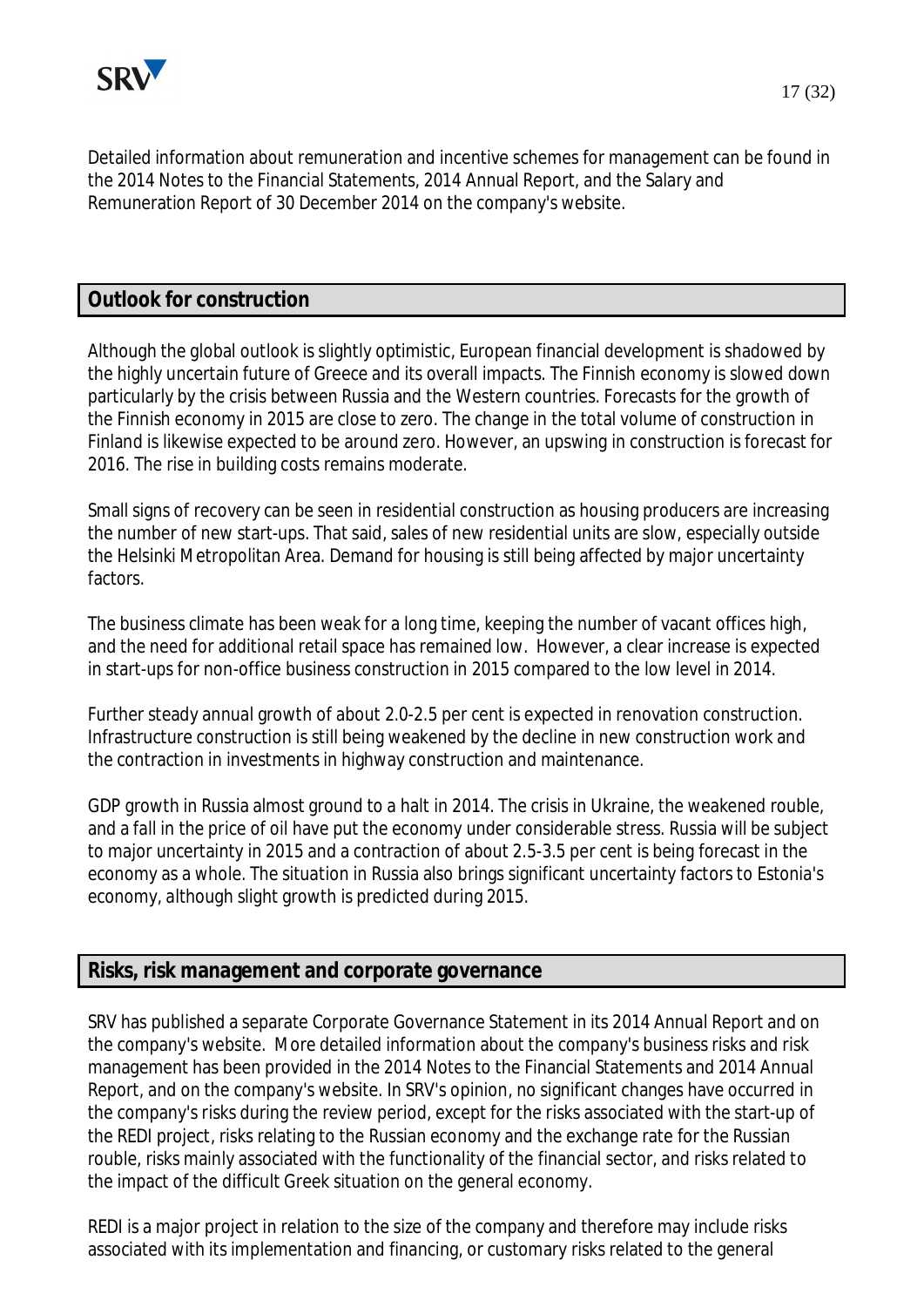Detailed information about remuneration and incentive schemes for management can be found in the 2014 Notes to the Financial Statements, 2014 Annual Report, and the Salary and Remuneration Report of 30 December 2014 on the company's website.

## Outlook for construction

Although the global outlook is slightly optimistic, European financial development is shadowed by the highly uncertain future of Greece and its overall impacts. The Finnish economy is slowed down particularly by the crisis between Russia and the Western countries. Forecasts for the growth of the Finnish economy in 2015 are close to zero. The change in the total volume of construction in Finland is likewise expected to be around zero. However, an upswing in construction is forecast for 2016. The rise in building costs remains moderate.

Small signs of recovery can be seen in residential construction as housing producers are increasing the number of new start-ups. That said, sales of new residential units are slow, especially outside the Helsinki Metropolitan Area. Demand for housing is still being affected by major uncertainty factors.

The business climate has been weak for a long time, keeping the number of vacant offices high, and the need for additional retail space has remained low. However, a clear increase is expected in start-ups for non-office business construction in 2015 compared to the low level in 2014.

Further steady annual growth of about 2.0-2.5 per cent is expected in renovation construction. Infrastructure construction is still being weakened by the decline in new construction work and the contraction in investments in highway construction and maintenance.

GDP growth in Russia almost ground to a halt in 2014. The crisis in Ukraine, the weakened rouble, and a fall in the price of oil have put the economy under considerable stress. Russia will be subject to major uncertainty in 2015 and a contraction of about 2.5-3.5 per cent is being forecast in the economy as a whole. The situation in Russia also brings significant uncertainty factors to Estonia's economy, although slight growth is predicted during 2015.

## Risks, risk management and corporate governance

SRV has published a separate Corporate Governance Statement in its 2014 Annual Report and on the company's website. More detailed information about the company's business risks and risk management has been provided in the 2014 Notes to the Financial Statements and 2014 Annual Report, and on the company's website. In SRV's opinion, no significant changes have occurred in the company's risks during the review period, except for the risks associated with the start-up of the REDI project, risks relating to the Russian economy and the exchange rate for the Russian rouble, risks mainly associated with the functionality of the financial sector, and risks related to the impact of the difficult Greek situation on the general economy.

REDI is a major project in relation to the size of the company and therefore may include risks associated with its implementation and financing, or customary risks related to the general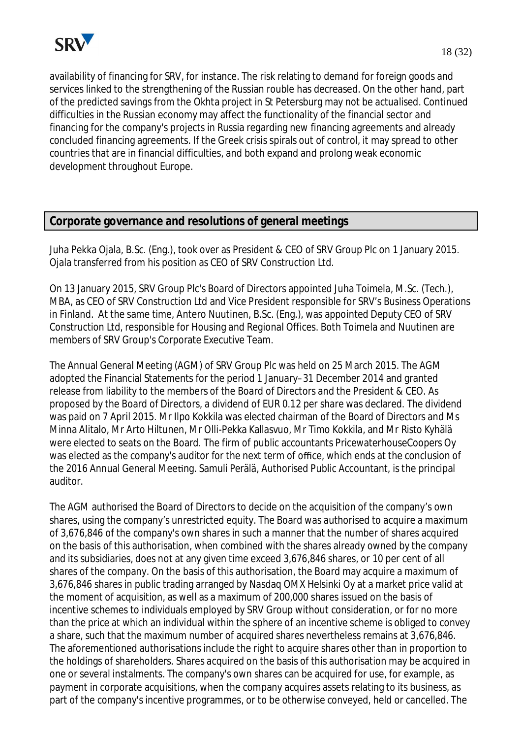availability of financing for SRV, for instance. The risk relating to demand for foreign goods and services linked to the strengthening of the Russian rouble has decreased. On the other hand, part of the predicted savings from the Okhta project in St Petersburg may not be actualised. Continued difficulties in the Russian economy may affect the functionality of the financial sector and financing for the company's projects in Russia regarding new financing agreements and already concluded financing agreements. If the Greek crisis spirals out of control, it may spread to other countries that are in financial difficulties, and both expand and prolong weak economic development throughout Europe.

## Corporate governance and resolutions of general meetings

Juha Pekka Ojala, B.Sc. (Eng.), took over as President & CEO of SRV Group Plc on 1 January 2015. Ojala transferred from his position as CEO of SRV Construction Ltd.

On 13 January 2015, SRV Group Plc's Board of Directors appointed Juha Toimela, M.Sc. (Tech.), MBA, as CEO of SRV Construction Ltd and Vice President responsible for SRV's Business Operations in Finland. At the same time, Antero Nuutinen, B.Sc. (Eng.), was appointed Deputy CEO of SRV Construction Ltd, responsible for Housing and Regional Offices. Both Toimela and Nuutinen are members of SRV Group's Corporate Executive Team.

The Annual General Meeting (AGM) of SRV Group Plc was held on 25 March 2015. The AGM adopted the Financial Statements for the period 1 January–31 December 2014 and granted release from liability to the members of the Board of Directors and the President & CEO. As proposed by the Board of Directors, a dividend of EUR 0.12 per share was declared. The dividend was paid on 7 April 2015. Mr Ilpo Kokkila was elected chairman of the Board of Directors and Ms Minna Alitalo, Mr Arto Hiltunen, Mr Olli-Pekka Kallasvuo, Mr Timo Kokkila, and Mr Risto Kyhälä were elected to seats on the Board. The firm of public accountants PricewaterhouseCoopers Oy was elected as the company's auditor for the next term of office, which ends at the conclusion of the 2016 Annual General Meeting. Samuli Perälä, Authorised Public Accountant, is the principal auditor.

The AGM authorised the Board of Directors to decide on the acquisition of the company's own shares, using the company's unrestricted equity. The Board was authorised to acquire a maximum of 3,676,846 of the company's own shares in such a manner that the number of shares acquired on the basis of this authorisation, when combined with the shares already owned by the company and its subsidiaries, does not at any given time exceed 3,676,846 shares, or 10 per cent of all shares of the company. On the basis of this authorisation, the Board may acquire a maximum of 3,676,846 shares in public trading arranged by Nasdaq OMX Helsinki Oy at a market price valid at the moment of acquisition, as well as a maximum of 200,000 shares issued on the basis of incentive schemes to individuals employed by SRV Group without consideration, or for no more than the price at which an individual within the sphere of an incentive scheme is obliged to convey a share, such that the maximum number of acquired shares nevertheless remains at 3,676,846. The aforementioned authorisations include the right to acquire shares other than in proportion to the holdings of shareholders. Shares acquired on the basis of this authorisation may be acquired in one or several instalments. The company's own shares can be acquired for use, for example, as payment in corporate acquisitions, when the company acquires assets relating to its business, as part of the company's incentive programmes, or to be otherwise conveyed, held or cancelled. The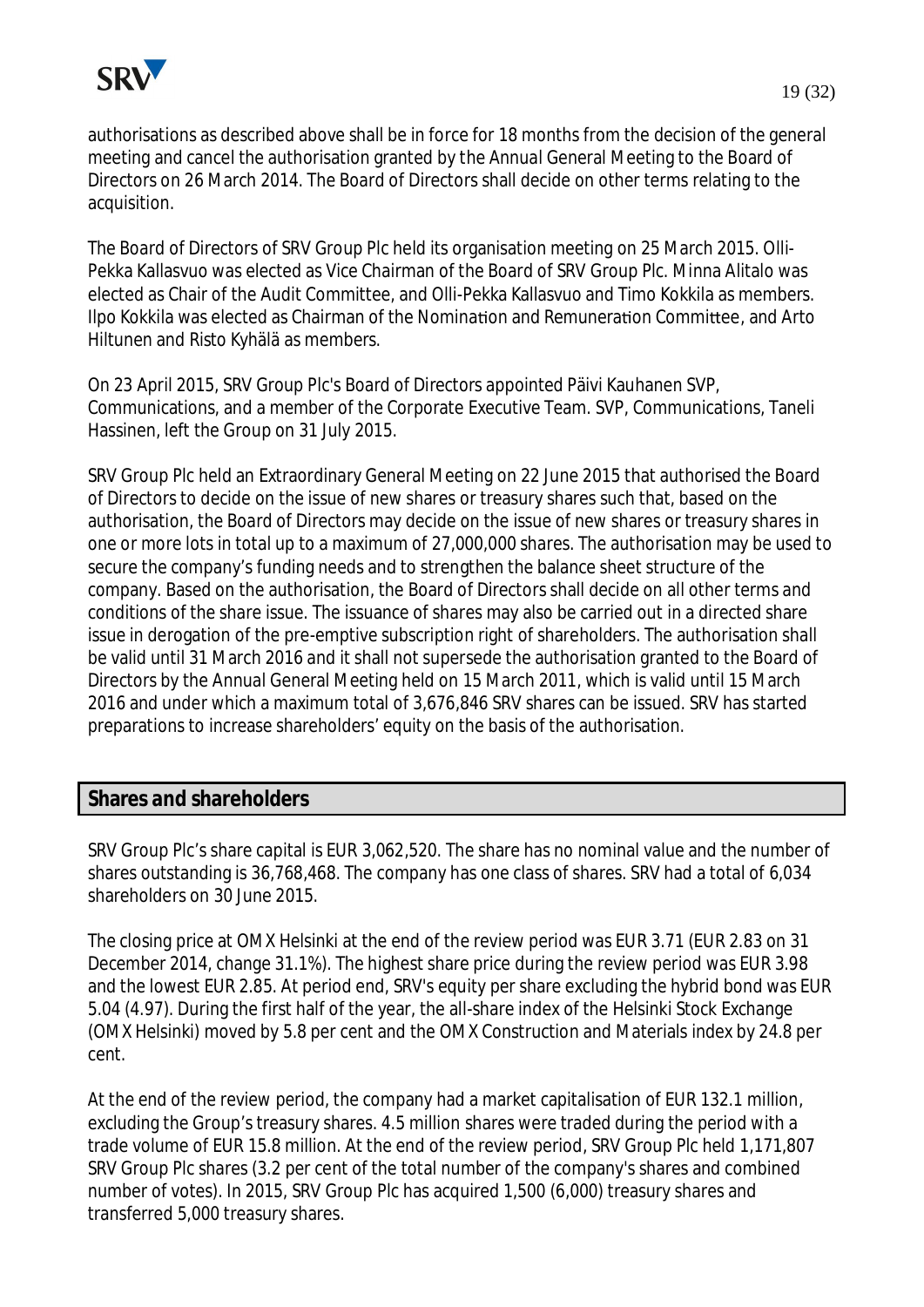authorisations as described above shall be in force for 18 months from the decision of the general meeting and cancel the authorisation granted by the Annual General Meeting to the Board of Directors on 26 March 2014. The Board of Directors shall decide on other terms relating to the acquisition.

The Board of Directors of SRV Group Plc held its organisation meeting on 25 March 2015. Olli-Pekka Kallasvuo was elected as Vice Chairman of the Board of SRV Group Plc. Minna Alitalo was elected as Chair of the Audit Committee, and Olli-Pekka Kallasvuo and Timo Kokkila as members. Ilpo Kokkila was elected as Chairman of the Nomination and Remuneration Committee, and Arto Hiltunen and Risto Kyhälä as members.

On 23 April 2015, SRV Group Plc's Board of Directors appointed Päivi Kauhanen SVP, Communications, and a member of the Corporate Executive Team. SVP, Communications, Taneli Hassinen, left the Group on 31 July 2015.

SRV Group Plc held an Extraordinary General Meeting on 22 June 2015 that authorised the Board of Directors to decide on the issue of new shares or treasury shares such that, based on the authorisation, the Board of Directors may decide on the issue of new shares or treasury shares in one or more lots in total up to a maximum of 27,000,000 shares. The authorisation may be used to secure the company's funding needs and to strengthen the balance sheet structure of the company. Based on the authorisation, the Board of Directors shall decide on all other terms and conditions of the share issue. The issuance of shares may also be carried out in a directed share issue in derogation of the pre-emptive subscription right of shareholders. The authorisation shall be valid until 31 March 2016 and it shall not supersede the authorisation granted to the Board of Directors by the Annual General Meeting held on 15 March 2011, which is valid until 15 March 2016 and under which a maximum total of 3,676,846 SRV shares can be issued. SRV has started preparations to increase shareholders' equity on the basis of the authorisation.

## Shares and shareholders

SRV Group Plc's share capital is EUR 3,062,520. The share has no nominal value and the number of shares outstanding is 36,768,468. The company has one class of shares. SRV had a total of 6,034 shareholders on 30 June 2015.

The closing price at OMX Helsinki at the end of the review period was EUR 3.71 (EUR 2.83 on 31 December 2014, change 31.1%). The highest share price during the review period was EUR 3.98 and the lowest EUR 2.85. At period end, SRV's equity per share excluding the hybrid bond was EUR 5.04 (4.97). During the first half of the year, the all-share index of the Helsinki Stock Exchange (OMX Helsinki) moved by 5.8 per cent and the OMX Construction and Materials index by 24.8 per cent.

At the end of the review period, the company had a market capitalisation of EUR 132.1 million, excluding the Group's treasury shares. 4.5 million shares were traded during the period with a trade volume of EUR 15.8 million. At the end of the review period, SRV Group Plc held 1,171,807 SRV Group Plc shares (3.2 per cent of the total number of the company's shares and combined number of votes). In 2015, SRV Group Plc has acquired 1,500 (6,000) treasury shares and transferred 5,000 treasury shares.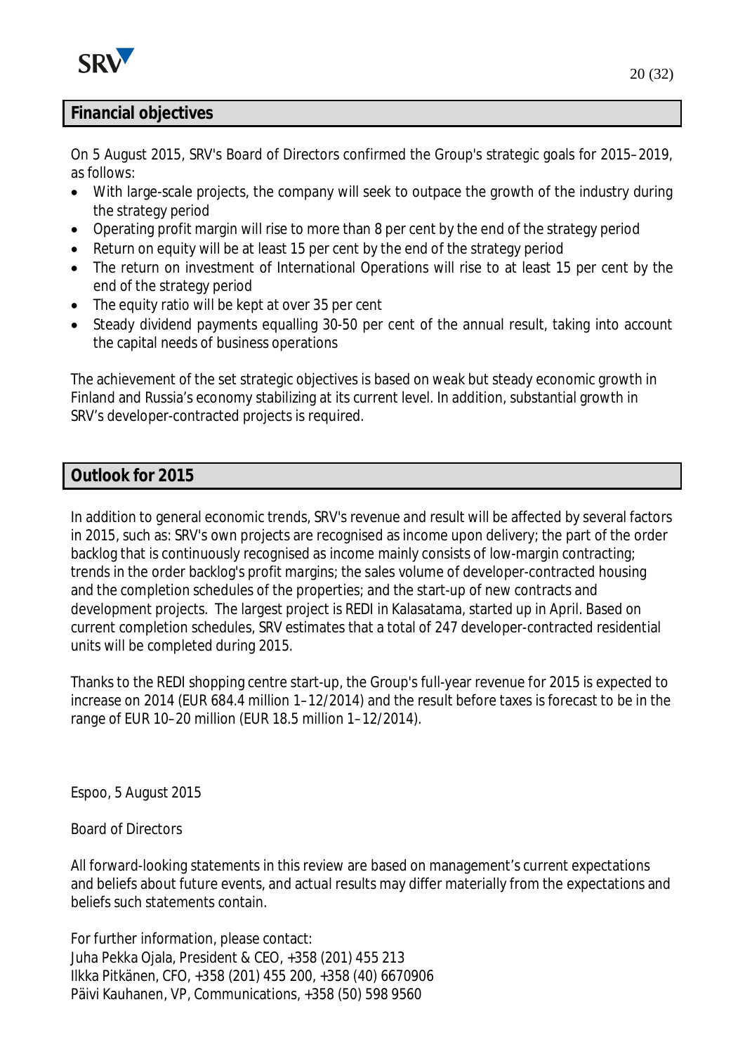## Financial objectives

On 5 August 2015, SRV's Board of Directors confirmed the Group's strategic goals for 2015–2019, as follows:

- With large-scale projects, the company will seek to outpace the growth of the industry during the strategy period
- Operating profit margin will rise to more than 8 per cent by the end of the strategy period
- Return on equity will be at least 15 per cent by the end of the strategy period
- The return on investment of International Operations will rise to at least 15 per cent by the end of the strategy period
- The equity ratio will be kept at over 35 per cent
- Steady dividend payments equalling 30-50 per cent of the annual result, taking into account the capital needs of business operations

The achievement of the set strategic objectives is based on weak but steady economic growth in Finland and Russia's economy stabilizing at its current level. In addition, substantial growth in SRV's developer-contracted projects is required.

## Outlook for 2015

In addition to general economic trends, SRV's revenue and result will be affected by several factors in 2015, such as: SRV's own projects are recognised as income upon delivery; the part of the order backlog that is continuously recognised as income mainly consists of low-margin contracting; trends in the order backlog's profit margins; the sales volume of developer-contracted housing and the completion schedules of the properties; and the start-up of new contracts and development projects. The largest project is REDI in Kalasatama, started up in April. Based on current completion schedules, SRV estimates that a total of 247 developer-contracted residential units will be completed during 2015.

Thanks to the REDI shopping centre start-up, the Group's full-year revenue for 2015 is expected to increase on 2014 (EUR 684.4 million 1–12/2014) and the result before taxes is forecast to be in the range of EUR 10–20 million (EUR 18.5 million 1–12/2014).

Espoo, 5 August 2015

Board of Directors

All forward-looking statements in this review are based on management's current expectations and beliefs about future events, and actual results may differ materially from the expectations and beliefs such statements contain.

For further information, please contact:
Juha Pekka Ojala, President & CEO, +358 (201) 455 213
Ilkka Pitkänen, CFO, +358 (201) 455 200, +358 (40) 6670906
Päivi Kauhanen, VP, Communications, +358 (50) 598 9560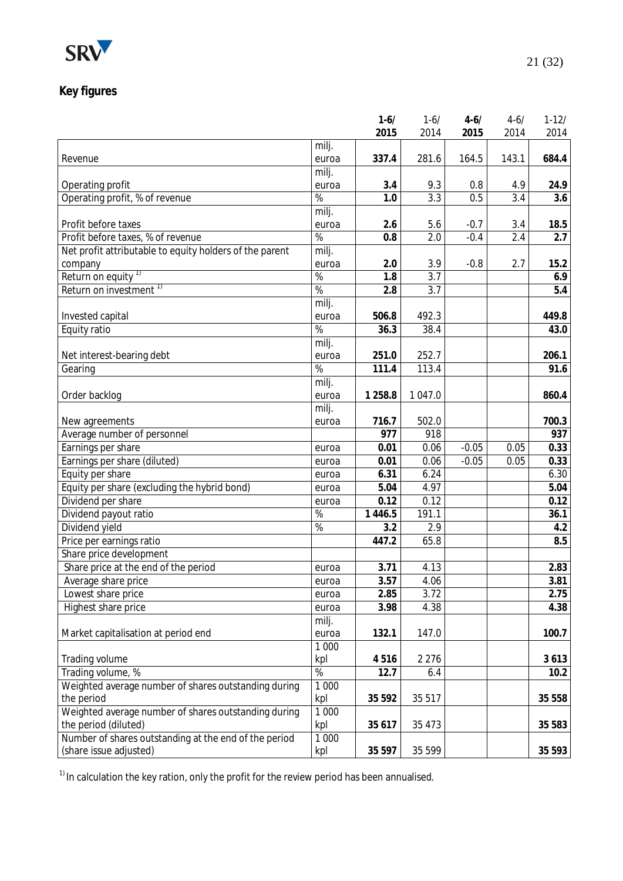## Key figures

| | | 1-6/ 2015 | 1-6/ 2014 | 4-6/ 2015 | 4-6/ 2014 | 1-12/ 2014 |
|---|---|---|---|---|---|---|
| Revenue | milj. euroa | **337.4** | 281.6 | **164.5** | 143.1 | **684.4** |
| Operating profit | milj. euroa | **3.4** | 9.3 | 0.8 | 4.9 | **24.9** |
| Operating profit, % of revenue | % | **1.0** | 3.3 | 0.5 | 3.4 | **3.6** |
| Profit before taxes | milj. euroa | **2.6** | 5.6 | -0.7 | 3.4 | **18.5** |
| Profit before taxes, % of revenue | % | **0.8** | 2.0 | -0.4 | 2.4 | **2.7** |
| Net profit attributable to equity holders of the parent company | milj. euroa | **2.0** | 3.9 | -0.8 | 2.7 | **15.2** |
| Return on equity [1] | % | **1.8** | 3.7 | | | **6.9** |
| Return on investment [1] | % | **2.8** | 3.7 | | | **5.4** |
| Invested capital | milj. euroa | **506.8** | 492.3 | | | **449.8** |
| Equity ratio | % | **36.3** | 38.4 | | | **43.0** |
| Net interest-bearing debt | milj. euroa | **251.0** | 252.7 | | | **206.1** |
| Gearing | % | **111.4** | 113.4 | | | **91.6** |
| Order backlog | milj. euroa | **1 258.8** | 1 047.0 | | | **860.4** |
| New agreements | milj. euroa | **716.7** | 502.0 | | | **700.3** |
| Average number of personnel | | **977** | 918 | | | **937** |
| Earnings per share | euroa | **0.01** | 0.06 | -0.05 | 0.05 | **0.33** |
| Earnings per share (diluted) | euroa | **0.01** | 0.06 | -0.05 | 0.05 | **0.33** |
| Equity per share | euroa | **6.31** | 6.24 | | | 6.30 |
| Equity per share (excluding the hybrid bond) | euroa | **5.04** | 4.97 | | | **5.04** |
| Dividend per share | euroa | **0.12** | 0.12 | | | **0.12** |
| Dividend payout ratio | % | **1 446.5** | 191.1 | | | **36.1** |
| Dividend yield | % | **3.2** | 2.9 | | | **4.2** |
| Price per earnings ratio | | **447.2** | 65.8 | | | **8.5** |
| Share price development | | | | | | |
| Share price at the end of the period | euroa | **3.71** | 4.13 | | | **2.83** |
| Average share price | euroa | **3.57** | 4.06 | | | **3.81** |
| Lowest share price | euroa | **2.85** | 3.72 | | | **2.75** |
| Highest share price | euroa | **3.98** | 4.38 | | | **4.38** |
| Market capitalisation at period end | milj. euroa | **132.1** | 147.0 | | | **100.7** |
| Trading volume | 1 000 kpl | **4 516** | 2 276 | | | **3 613** |
| Trading volume, % | % | **12.7** | 6.4 | | | **10.2** |
| Weighted average number of shares outstanding during the period | 1 000 kpl | **35 592** | 35 517 | | | **35 558** |
| Weighted average number of shares outstanding during the period (diluted) | 1 000 kpl | **35 617** | 35 473 | | | **35 583** |
| Number of shares outstanding at the end of the period (share issue adjusted) | 1 000 kpl | **35 597** | 35 599 | | | **35 593** |

[1] In calculation the key ration, only the profit for the review period has been annualised.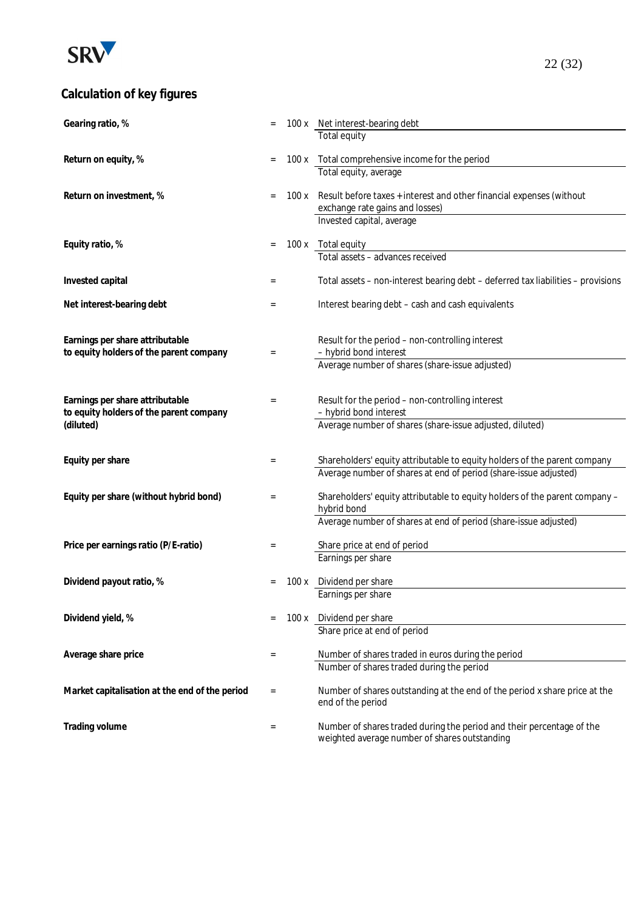## Calculation of key figures

**Gearing ratio, %** = $100 \times \dfrac{\text{Net interest-bearing debt}}{\text{Total equity}}$

**Return on equity, %** = $100 \times \dfrac{\text{Total comprehensive income for the period}}{\text{Total equity, average}}$

**Return on investment, %** = $100 \times \dfrac{\text{Result before taxes + interest and other financial expenses (without exchange rate gains and losses)}}{\text{Invested capital, average}}$

**Equity ratio, %** = $100 \times \dfrac{\text{Total equity}}{\text{Total assets – advances received}}$

**Invested capital** = Total assets – non-interest bearing debt – deferred tax liabilities – provisions

**Net interest-bearing debt** = Interest bearing debt – cash and cash equivalents

**Earnings per share attributable to equity holders of the parent company** = $\dfrac{\text{Result for the period – non-controlling interest – hybrid bond interest}}{\text{Average number of shares (share-issue adjusted)}}$

**Earnings per share attributable to equity holders of the parent company (diluted)** = $\dfrac{\text{Result for the period – non-controlling interest – hybrid bond interest}}{\text{Average number of shares (share-issue adjusted, diluted)}}$

**Equity per share** = $\dfrac{\text{Shareholders' equity attributable to equity holders of the parent company}}{\text{Average number of shares at end of period (share-issue adjusted)}}$

**Equity per share (without hybrid bond)** = $\dfrac{\text{Shareholders' equity attributable to equity holders of the parent company – hybrid bond}}{\text{Average number of shares at end of period (share-issue adjusted)}}$

**Price per earnings ratio (P/E-ratio)** = $\dfrac{\text{Share price at end of period}}{\text{Earnings per share}}$

**Dividend payout ratio, %** = $100 \times \dfrac{\text{Dividend per share}}{\text{Earnings per share}}$

**Dividend yield, %** = $100 \times \dfrac{\text{Dividend per share}}{\text{Share price at end of period}}$

**Average share price** = $\dfrac{\text{Number of shares traded in euros during the period}}{\text{Number of shares traded during the period}}$

**Market capitalisation at the end of the period** = Number of shares outstanding at the end of the period x share price at the end of the period

**Trading volume** = Number of shares traded during the period and their percentage of the weighted average number of shares outstanding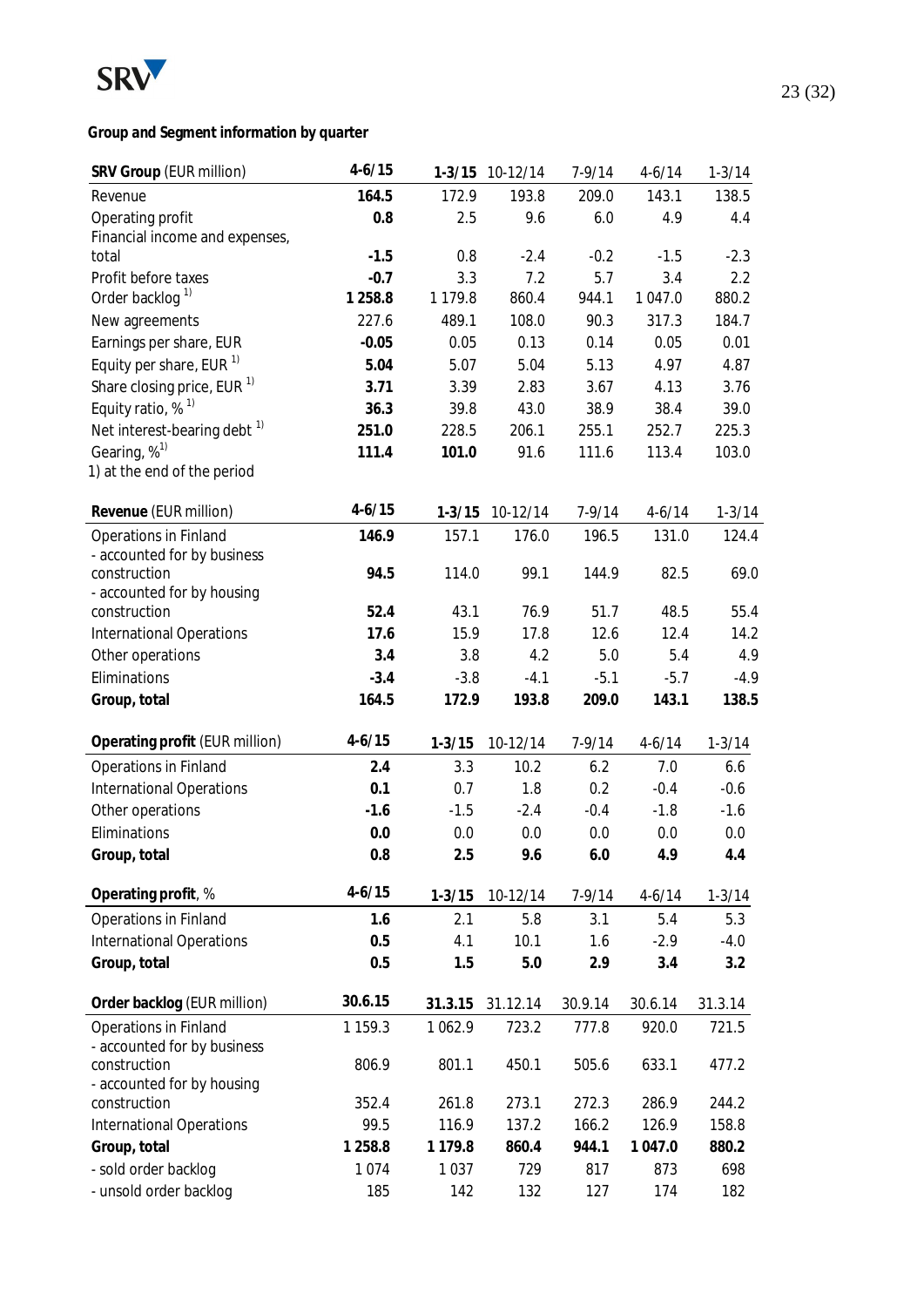**Group and Segment information by quarter**

| SRV Group (EUR million) | 4-6/15 | 1-3/15 | 10-12/14 | 7-9/14 | 4-6/14 | 1-3/14 |
|---|---|---|---|---|---|---|
| Revenue | **164.5** | 172.9 | 193.8 | 209.0 | 143.1 | 138.5 |
| Operating profit | **0.8** | 2.5 | 9.6 | 6.0 | 4.9 | 4.4 |
| Financial income and expenses, total | **-1.5** | 0.8 | -2.4 | -0.2 | -1.5 | -2.3 |
| Profit before taxes | **-0.7** | 3.3 | 7.2 | 5.7 | 3.4 | 2.2 |
| Order backlog [1] | **1 258.8** | 1 179.8 | 860.4 | 944.1 | 1 047.0 | 880.2 |
| New agreements | **227.6** | 489.1 | 108.0 | 90.3 | 317.3 | 184.7 |
| Earnings per share, EUR | **-0.05** | 0.05 | 0.13 | 0.14 | 0.05 | 0.01 |
| Equity per share, EUR [1] | **5.04** | 5.07 | 5.04 | 5.13 | 4.97 | 4.87 |
| Share closing price, EUR [1] | **3.71** | 3.39 | 2.83 | 3.67 | 4.13 | 3.76 |
| Equity ratio, % [1] | **36.3** | 39.8 | 43.0 | 38.9 | 38.4 | 39.0 |
| Net interest-bearing debt [1] | **251.0** | 228.5 | 206.1 | 255.1 | 252.7 | 225.3 |
| Gearing, % [1] | **111.4** | **101.0** | 91.6 | 111.6 | 113.4 | 103.0 |

1) at the end of the period

| Revenue (EUR million) | 4-6/15 | 1-3/15 | 10-12/14 | 7-9/14 | 4-6/14 | 1-3/14 |
|---|---|---|---|---|---|---|
| Operations in Finland | **146.9** | 157.1 | 176.0 | 196.5 | 131.0 | 124.4 |
| - accounted for by business construction | **94.5** | 114.0 | 99.1 | 144.9 | 82.5 | 69.0 |
| - accounted for by housing construction | **52.4** | 43.1 | 76.9 | 51.7 | 48.5 | 55.4 |
| International Operations | **17.6** | 15.9 | 17.8 | 12.6 | 12.4 | 14.2 |
| Other operations | **3.4** | 3.8 | 4.2 | 5.0 | 5.4 | 4.9 |
| Eliminations | **-3.4** | -3.8 | -4.1 | -5.1 | -5.7 | -4.9 |
| **Group, total** | **164.5** | **172.9** | **193.8** | **209.0** | **143.1** | **138.5** |

| Operating profit (EUR million) | 4-6/15 | 1-3/15 | 10-12/14 | 7-9/14 | 4-6/14 | 1-3/14 |
|---|---|---|---|---|---|---|
| Operations in Finland | **2.4** | 3.3 | 10.2 | 6.2 | 7.0 | 6.6 |
| International Operations | **0.1** | 0.7 | 1.8 | 0.2 | -0.4 | -0.6 |
| Other operations | **-1.6** | -1.5 | -2.4 | -0.4 | -1.8 | -1.6 |
| Eliminations | **0.0** | 0.0 | 0.0 | 0.0 | 0.0 | 0.0 |
| **Group, total** | **0.8** | **2.5** | **9.6** | **6.0** | **4.9** | **4.4** |

| Operating profit, % | 4-6/15 | 1-3/15 | 10-12/14 | 7-9/14 | 4-6/14 | 1-3/14 |
|---|---|---|---|---|---|---|
| Operations in Finland | **1.6** | 2.1 | 5.8 | 3.1 | 5.4 | 5.3 |
| International Operations | **0.5** | 4.1 | 10.1 | 1.6 | -2.9 | -4.0 |
| **Group, total** | **0.5** | **1.5** | **5.0** | **2.9** | **3.4** | **3.2** |

| Order backlog (EUR million) | 30.6.15 | 31.3.15 | 31.12.14 | 30.9.14 | 30.6.14 | 31.3.14 |
|---|---|---|---|---|---|---|
| Operations in Finland | 1 159.3 | 1 062.9 | 723.2 | 777.8 | 920.0 | 721.5 |
| - accounted for by business construction | 806.9 | 801.1 | 450.1 | 505.6 | 633.1 | 477.2 |
| - accounted for by housing construction | 352.4 | 261.8 | 273.1 | 272.3 | 286.9 | 244.2 |
| International Operations | 99.5 | 116.9 | 137.2 | 166.2 | 126.9 | 158.8 |
| **Group, total** | **1 258.8** | **1 179.8** | **860.4** | **944.1** | **1 047.0** | **880.2** |
| - sold order backlog | 1 074 | 1 037 | 729 | 817 | 873 | 698 |
| - unsold order backlog | 185 | 142 | 132 | 127 | 174 | 182 |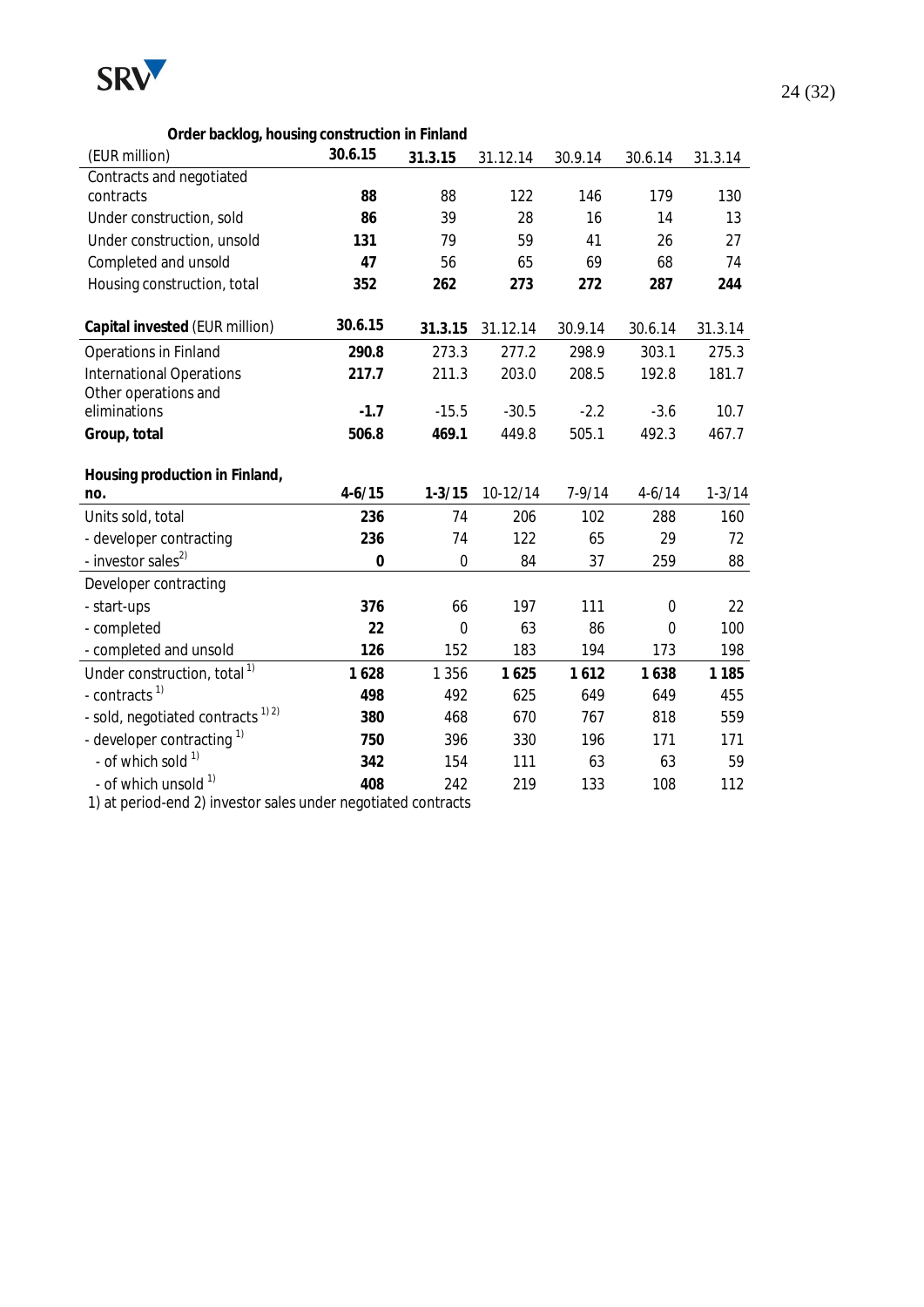**Order backlog, housing construction in Finland**

| (EUR million) | 30.6.15 | 31.3.15 | 31.12.14 | 30.9.14 | 30.6.14 | 31.3.14 |
|---|---|---|---|---|---|---|
| Contracts and negotiated contracts | **88** | 88 | 122 | 146 | 179 | 130 |
| Under construction, sold | **86** | 39 | 28 | 16 | 14 | 13 |
| Under construction, unsold | **131** | 79 | 59 | 41 | 26 | 27 |
| Completed and unsold | **47** | 56 | 65 | 69 | 68 | 74 |
| Housing construction, total | **352** | **262** | **273** | **272** | **287** | **244** |

| **Capital invested** (EUR million) | 30.6.15 | 31.3.15 | 31.12.14 | 30.9.14 | 30.6.14 | 31.3.14 |
|---|---|---|---|---|---|---|
| Operations in Finland | **290.8** | 273.3 | 277.2 | 298.9 | 303.1 | 275.3 |
| International Operations | **217.7** | 211.3 | 203.0 | 208.5 | 192.8 | 181.7 |
| Other operations and eliminations | **-1.7** | -15.5 | -30.5 | -2.2 | -3.6 | 10.7 |
| **Group, total** | **506.8** | **469.1** | 449.8 | 505.1 | 492.3 | 467.7 |

| **Housing production in Finland, no.** | 4-6/15 | 1-3/15 | 10-12/14 | 7-9/14 | 4-6/14 | 1-3/14 |
|---|---|---|---|---|---|---|
| Units sold, total | **236** | 74 | 206 | 102 | 288 | 160 |
| - developer contracting | **236** | 74 | 122 | 65 | 29 | 72 |
| - investor sales[2] | **0** | 0 | 84 | 37 | 259 | 88 |
| Developer contracting | | | | | | |
| - start-ups | **376** | 66 | 197 | 111 | 0 | 22 |
| - completed | **22** | 0 | 63 | 86 | 0 | 100 |
| - completed and unsold | **126** | 152 | 183 | 194 | 173 | 198 |
| Under construction, total[1] | **1 628** | 1 356 | **1 625** | **1 612** | **1 638** | **1 185** |
| - contracts[1] | **498** | 492 | 625 | 649 | 649 | 455 |
| - sold, negotiated contracts[1,2] | **380** | 468 | 670 | 767 | 818 | 559 |
| - developer contracting[1] | **750** | 396 | 330 | 196 | 171 | 171 |
| - of which sold[1] | **342** | 154 | 111 | 63 | 63 | 59 |
| - of which unsold[1] | **408** | 242 | 219 | 133 | 108 | 112 |

1) at period-end 2) investor sales under negotiated contracts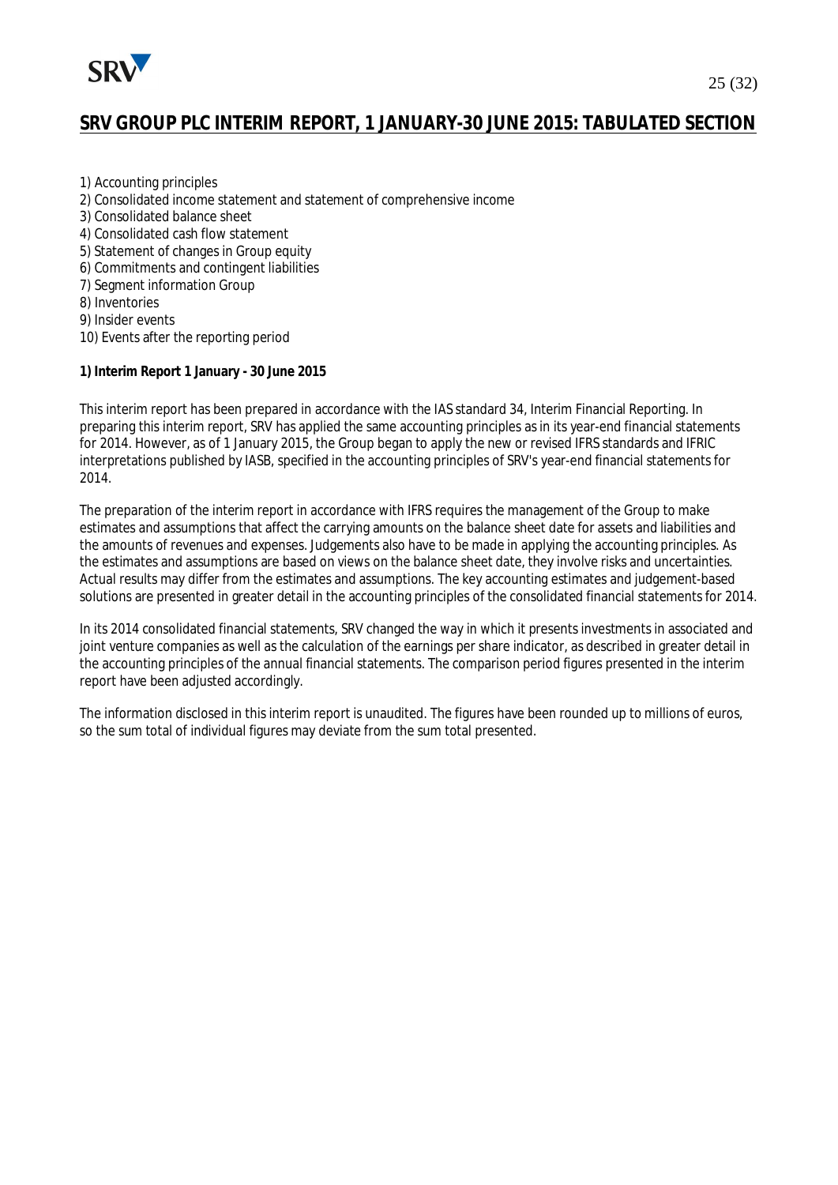# SRV GROUP PLC INTERIM REPORT, 1 JANUARY-30 JUNE 2015: TABULATED SECTION

1) Accounting principles
2) Consolidated income statement and statement of comprehensive income
3) Consolidated balance sheet
4) Consolidated cash flow statement
5) Statement of changes in Group equity
6) Commitments and contingent liabilities
7) Segment information Group
8) Inventories
9) Insider events
10) Events after the reporting period

**1) Interim Report 1 January - 30 June 2015**

This interim report has been prepared in accordance with the IAS standard 34, Interim Financial Reporting. In preparing this interim report, SRV has applied the same accounting principles as in its year-end financial statements for 2014. However, as of 1 January 2015, the Group began to apply the new or revised IFRS standards and IFRIC interpretations published by IASB, specified in the accounting principles of SRV's year-end financial statements for 2014.

The preparation of the interim report in accordance with IFRS requires the management of the Group to make estimates and assumptions that affect the carrying amounts on the balance sheet date for assets and liabilities and the amounts of revenues and expenses. Judgements also have to be made in applying the accounting principles. As the estimates and assumptions are based on views on the balance sheet date, they involve risks and uncertainties. Actual results may differ from the estimates and assumptions. The key accounting estimates and judgement-based solutions are presented in greater detail in the accounting principles of the consolidated financial statements for 2014.

In its 2014 consolidated financial statements, SRV changed the way in which it presents investments in associated and joint venture companies as well as the calculation of the earnings per share indicator, as described in greater detail in the accounting principles of the annual financial statements. The comparison period figures presented in the interim report have been adjusted accordingly.

The information disclosed in this interim report is unaudited. The figures have been rounded up to millions of euros, so the sum total of individual figures may deviate from the sum total presented.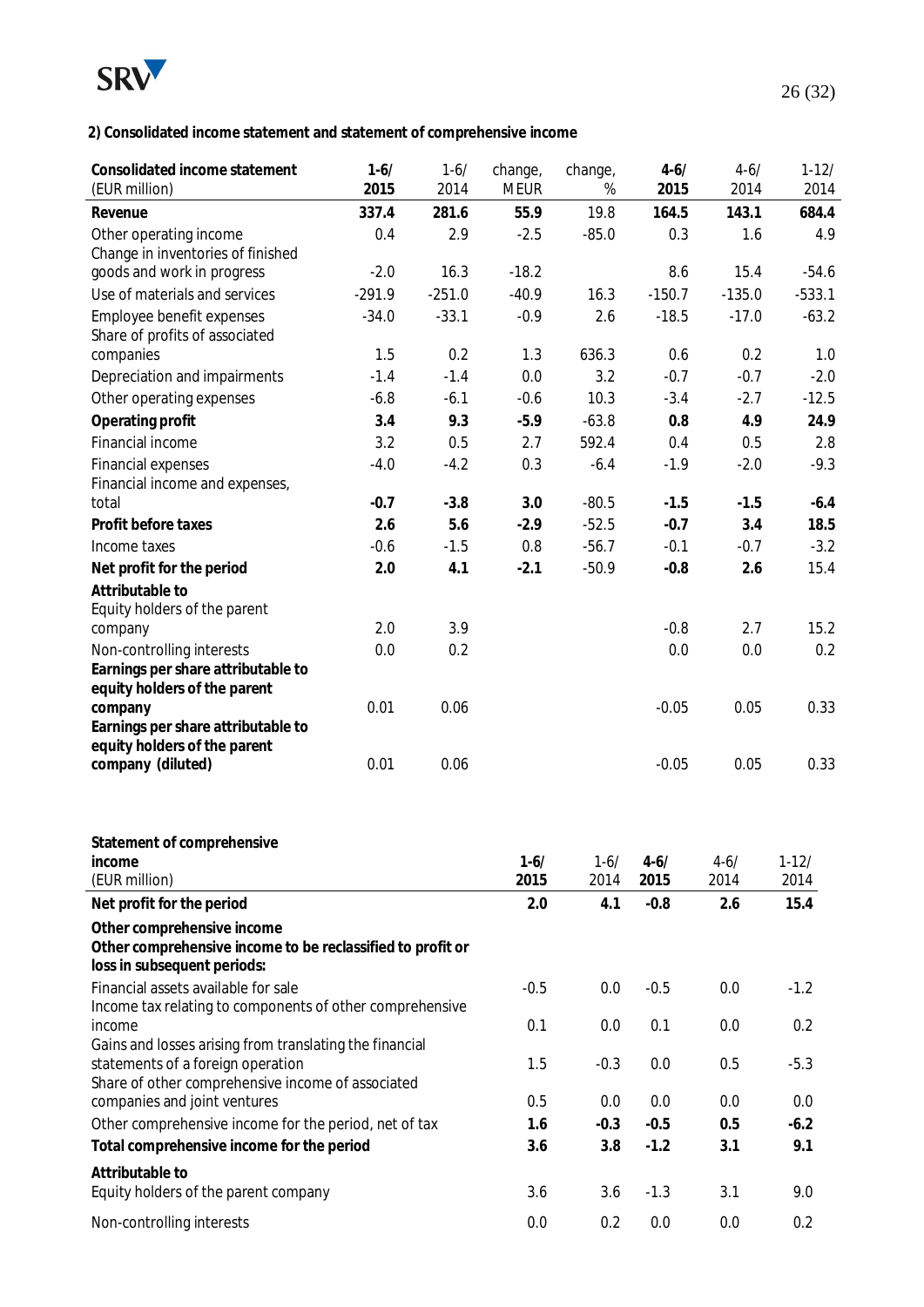**2) Consolidated income statement and statement of comprehensive income**

| Consolidated income statement (EUR million) | 1-6/ 2015 | 1-6/ 2014 | change, MEUR | change, % | 4-6/ 2015 | 4-6/ 2014 | 1-12/ 2014 |
|---|---|---|---|---|---|---|---|
| **Revenue** | **337.4** | 281.6 | 55.9 | 19.8 | **164.5** | 143.1 | **684.4** |
| Other operating income | 0.4 | 2.9 | -2.5 | -85.0 | 0.3 | 1.6 | 4.9 |
| Change in inventories of finished goods and work in progress | -2.0 | 16.3 | -18.2 | | 8.6 | 15.4 | -54.6 |
| Use of materials and services | -291.9 | -251.0 | -40.9 | 16.3 | -150.7 | -135.0 | -533.1 |
| Employee benefit expenses | -34.0 | -33.1 | -0.9 | 2.6 | -18.5 | -17.0 | -63.2 |
| Share of profits of associated companies | 1.5 | 0.2 | 1.3 | 636.3 | 0.6 | 0.2 | 1.0 |
| Depreciation and impairments | -1.4 | -1.4 | 0.0 | 3.2 | -0.7 | -0.7 | -2.0 |
| Other operating expenses | -6.8 | -6.1 | -0.6 | 10.3 | -3.4 | -2.7 | -12.5 |
| **Operating profit** | **3.4** | **9.3** | **-5.9** | **-63.8** | **0.8** | **4.9** | **24.9** |
| Financial income | 3.2 | 0.5 | 2.7 | 592.4 | 0.4 | 0.5 | 2.8 |
| Financial expenses | -4.0 | -4.2 | 0.3 | -6.4 | -1.9 | -2.0 | -9.3 |
| Financial income and expenses, total | **-0.7** | **-3.8** | **3.0** | -80.5 | **-1.5** | **-1.5** | **-6.4** |
| **Profit before taxes** | **2.6** | **5.6** | **-2.9** | -52.5 | **-0.7** | **3.4** | **18.5** |
| Income taxes | -0.6 | -1.5 | 0.8 | -56.7 | -0.1 | -0.7 | -3.2 |
| **Net profit for the period** | **2.0** | **4.1** | **-2.1** | -50.9 | **-0.8** | **2.6** | 15.4 |
| **Attributable to** | | | | | | | |
| Equity holders of the parent company | 2.0 | 3.9 | | | -0.8 | 2.7 | 15.2 |
| Non-controlling interests | 0.0 | 0.2 | | | 0.0 | 0.0 | 0.2 |
| **Earnings per share attributable to equity holders of the parent company** | 0.01 | 0.06 | | | -0.05 | 0.05 | 0.33 |
| **Earnings per share attributable to equity holders of the parent company (diluted)** | 0.01 | 0.06 | | | -0.05 | 0.05 | 0.33 |

| Statement of comprehensive income (EUR million) | 1-6/ 2015 | 1-6/ 2014 | 4-6/ 2015 | 4-6/ 2014 | 1-12/ 2014 |
|---|---|---|---|---|---|
| **Net profit for the period** | **2.0** | **4.1** | **-0.8** | **2.6** | **15.4** |
| **Other comprehensive income** | | | | | |
| **Other comprehensive income to be reclassified to profit or loss in subsequent periods:** | | | | | |
| Financial assets available for sale | -0.5 | 0.0 | -0.5 | 0.0 | -1.2 |
| Income tax relating to components of other comprehensive income | 0.1 | 0.0 | 0.1 | 0.0 | 0.2 |
| Gains and losses arising from translating the financial statements of a foreign operation | 1.5 | -0.3 | 0.0 | 0.5 | -5.3 |
| Share of other comprehensive income of associated companies and joint ventures | 0.5 | 0.0 | 0.0 | 0.0 | 0.0 |
| Other comprehensive income for the period, net of tax | **1.6** | **-0.3** | **-0.5** | **0.5** | **-6.2** |
| **Total comprehensive income for the period** | **3.6** | **3.8** | **-1.2** | **3.1** | **9.1** |
| **Attributable to** | | | | | |
| Equity holders of the parent company | 3.6 | 3.6 | -1.3 | 3.1 | 9.0 |
| Non-controlling interests | 0.0 | 0.2 | 0.0 | 0.0 | 0.2 |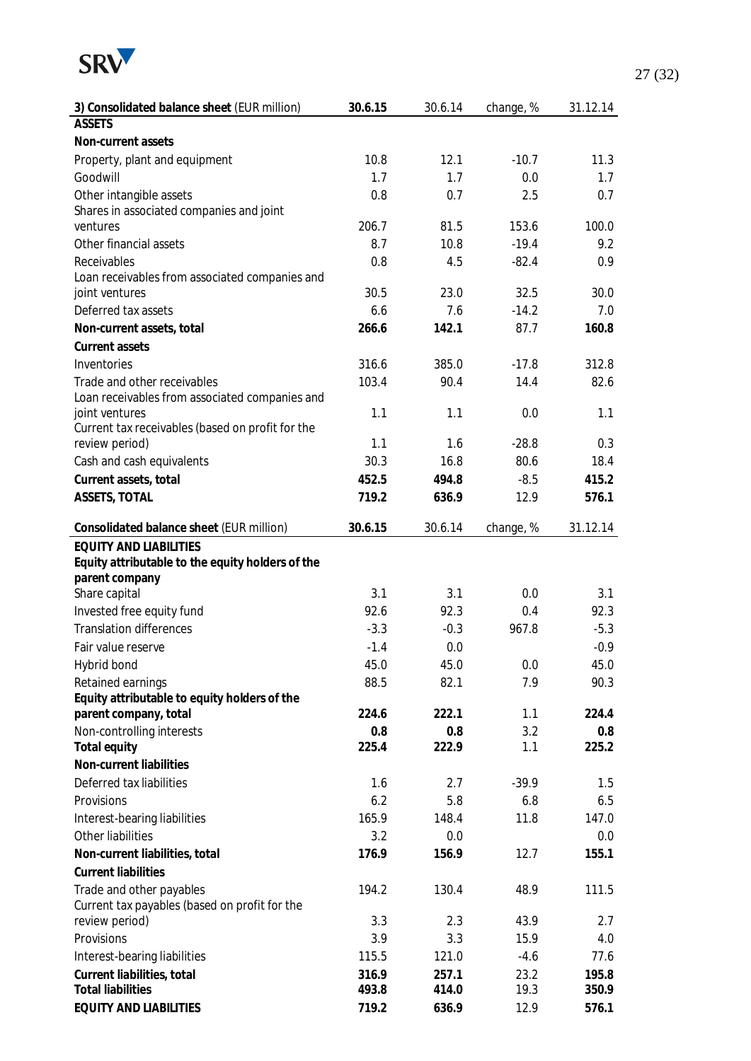| 3) Consolidated balance sheet (EUR million) | 30.6.15 | 30.6.14 | change, % | 31.12.14 |
|---|---|---|---|---|
| **ASSETS** | | | | |
| **Non-current assets** | | | | |
| Property, plant and equipment | 10.8 | 12.1 | -10.7 | 11.3 |
| Goodwill | 1.7 | 1.7 | 0.0 | 1.7 |
| Other intangible assets | 0.8 | 0.7 | 2.5 | 0.7 |
| Shares in associated companies and joint ventures | 206.7 | 81.5 | 153.6 | 100.0 |
| Other financial assets | 8.7 | 10.8 | -19.4 | 9.2 |
| Receivables | 0.8 | 4.5 | -82.4 | 0.9 |
| Loan receivables from associated companies and joint ventures | 30.5 | 23.0 | 32.5 | 30.0 |
| Deferred tax assets | 6.6 | 7.6 | -14.2 | 7.0 |
| **Non-current assets, total** | **266.6** | **142.1** | 87.7 | **160.8** |
| **Current assets** | | | | |
| Inventories | 316.6 | 385.0 | -17.8 | 312.8 |
| Trade and other receivables | 103.4 | 90.4 | 14.4 | 82.6 |
| Loan receivables from associated companies and joint ventures | 1.1 | 1.1 | 0.0 | 1.1 |
| Current tax receivables (based on profit for the review period) | 1.1 | 1.6 | -28.8 | 0.3 |
| Cash and cash equivalents | 30.3 | 16.8 | 80.6 | 18.4 |
| **Current assets, total** | **452.5** | **494.8** | -8.5 | **415.2** |
| **ASSETS, TOTAL** | **719.2** | **636.9** | 12.9 | **576.1** |

| Consolidated balance sheet (EUR million) | 30.6.15 | 30.6.14 | change, % | 31.12.14 |
|---|---|---|---|---|
| **EQUITY AND LIABILITIES** | | | | |
| **Equity attributable to the equity holders of the parent company** | | | | |
| Share capital | 3.1 | 3.1 | 0.0 | 3.1 |
| Invested free equity fund | 92.6 | 92.3 | 0.4 | 92.3 |
| Translation differences | -3.3 | -0.3 | 967.8 | -5.3 |
| Fair value reserve | -1.4 | 0.0 | | -0.9 |
| Hybrid bond | 45.0 | 45.0 | 0.0 | 45.0 |
| Retained earnings | 88.5 | 82.1 | 7.9 | 90.3 |
| **Equity attributable to equity holders of the parent company, total** | **224.6** | **222.1** | 1.1 | **224.4** |
| Non-controlling interests | **0.8** | **0.8** | 3.2 | **0.8** |
| **Total equity** | **225.4** | **222.9** | 1.1 | **225.2** |
| **Non-current liabilities** | | | | |
| Deferred tax liabilities | 1.6 | 2.7 | -39.9 | 1.5 |
| Provisions | 6.2 | 5.8 | 6.8 | 6.5 |
| Interest-bearing liabilities | 165.9 | 148.4 | 11.8 | 147.0 |
| Other liabilities | 3.2 | 0.0 | | 0.0 |
| **Non-current liabilities, total** | **176.9** | **156.9** | 12.7 | **155.1** |
| **Current liabilities** | | | | |
| Trade and other payables | 194.2 | 130.4 | 48.9 | 111.5 |
| Current tax payables (based on profit for the review period) | 3.3 | 2.3 | 43.9 | 2.7 |
| Provisions | 3.9 | 3.3 | 15.9 | 4.0 |
| Interest-bearing liabilities | 115.5 | 121.0 | -4.6 | 77.6 |
| **Current liabilities, total** | **316.9** | **257.1** | 23.2 | **195.8** |
| **Total liabilities** | **493.8** | **414.0** | 19.3 | **350.9** |
| **EQUITY AND LIABILITIES** | **719.2** | **636.9** | 12.9 | **576.1** |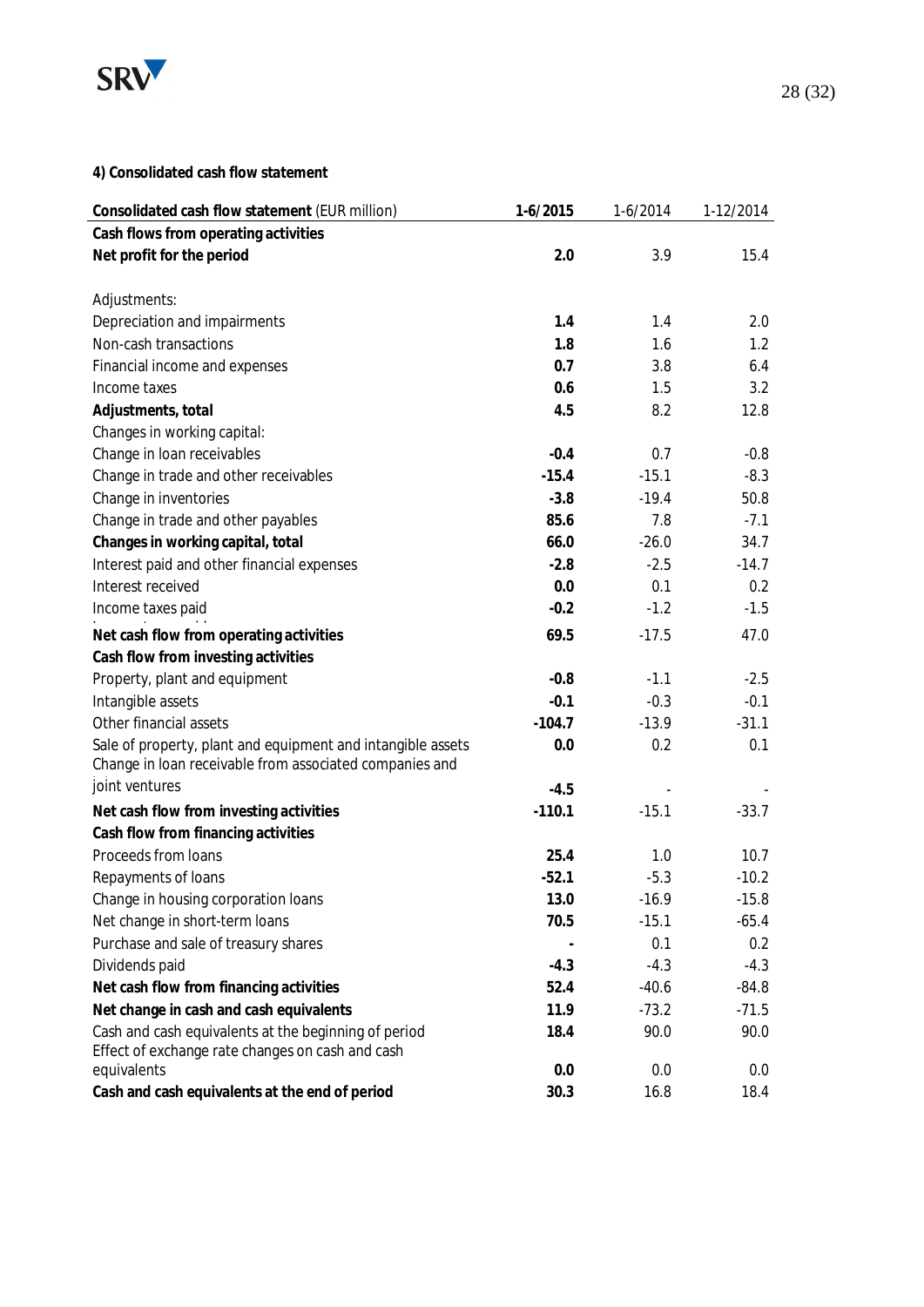#### 4) Consolidated cash flow statement

| **Consolidated cash flow statement** (EUR million) | **1-6/2015** | 1-6/2014 | 1-12/2014 |
|---|---|---|---|
| **Cash flows from operating activities** | | | |
| **Net profit for the period** | **2.0** | 3.9 | 15.4 |
| | | | |
| Adjustments: | | | |
| Depreciation and impairments | **1.4** | 1.4 | 2.0 |
| Non-cash transactions | **1.8** | 1.6 | 1.2 |
| Financial income and expenses | **0.7** | 3.8 | 6.4 |
| Income taxes | **0.6** | 1.5 | 3.2 |
| **Adjustments, total** | **4.5** | 8.2 | 12.8 |
| Changes in working capital: | | | |
| Change in loan receivables | **-0.4** | 0.7 | -0.8 |
| Change in trade and other receivables | **-15.4** | -15.1 | -8.3 |
| Change in inventories | **-3.8** | -19.4 | 50.8 |
| Change in trade and other payables | **85.6** | 7.8 | -7.1 |
| **Changes in working capital, total** | **66.0** | -26.0 | 34.7 |
| Interest paid and other financial expenses | **-2.8** | -2.5 | -14.7 |
| Interest received | **0.0** | 0.1 | 0.2 |
| Income taxes paid | **-0.2** | -1.2 | -1.5 |
| **Net cash flow from operating activities** | **69.5** | -17.5 | 47.0 |
| **Cash flow from investing activities** | | | |
| Property, plant and equipment | **-0.8** | -1.1 | -2.5 |
| Intangible assets | **-0.1** | -0.3 | -0.1 |
| Other financial assets | **-104.7** | -13.9 | -31.1 |
| Sale of property, plant and equipment and intangible assets | **0.0** | 0.2 | 0.1 |
| Change in loan receivable from associated companies and joint ventures | **-4.5** | - | - |
| **Net cash flow from investing activities** | **-110.1** | -15.1 | -33.7 |
| **Cash flow from financing activities** | | | |
| Proceeds from loans | **25.4** | 1.0 | 10.7 |
| Repayments of loans | **-52.1** | -5.3 | -10.2 |
| Change in housing corporation loans | **13.0** | -16.9 | -15.8 |
| Net change in short-term loans | **70.5** | -15.1 | -65.4 |
| Purchase and sale of treasury shares | **-** | 0.1 | 0.2 |
| Dividends paid | **-4.3** | -4.3 | -4.3 |
| **Net cash flow from financing activities** | **52.4** | -40.6 | -84.8 |
| **Net change in cash and cash equivalents** | **11.9** | -73.2 | -71.5 |
| Cash and cash equivalents at the beginning of period | **18.4** | 90.0 | 90.0 |
| Effect of exchange rate changes on cash and cash equivalents | **0.0** | 0.0 | 0.0 |
| **Cash and cash equivalents at the end of period** | **30.3** | 16.8 | 18.4 |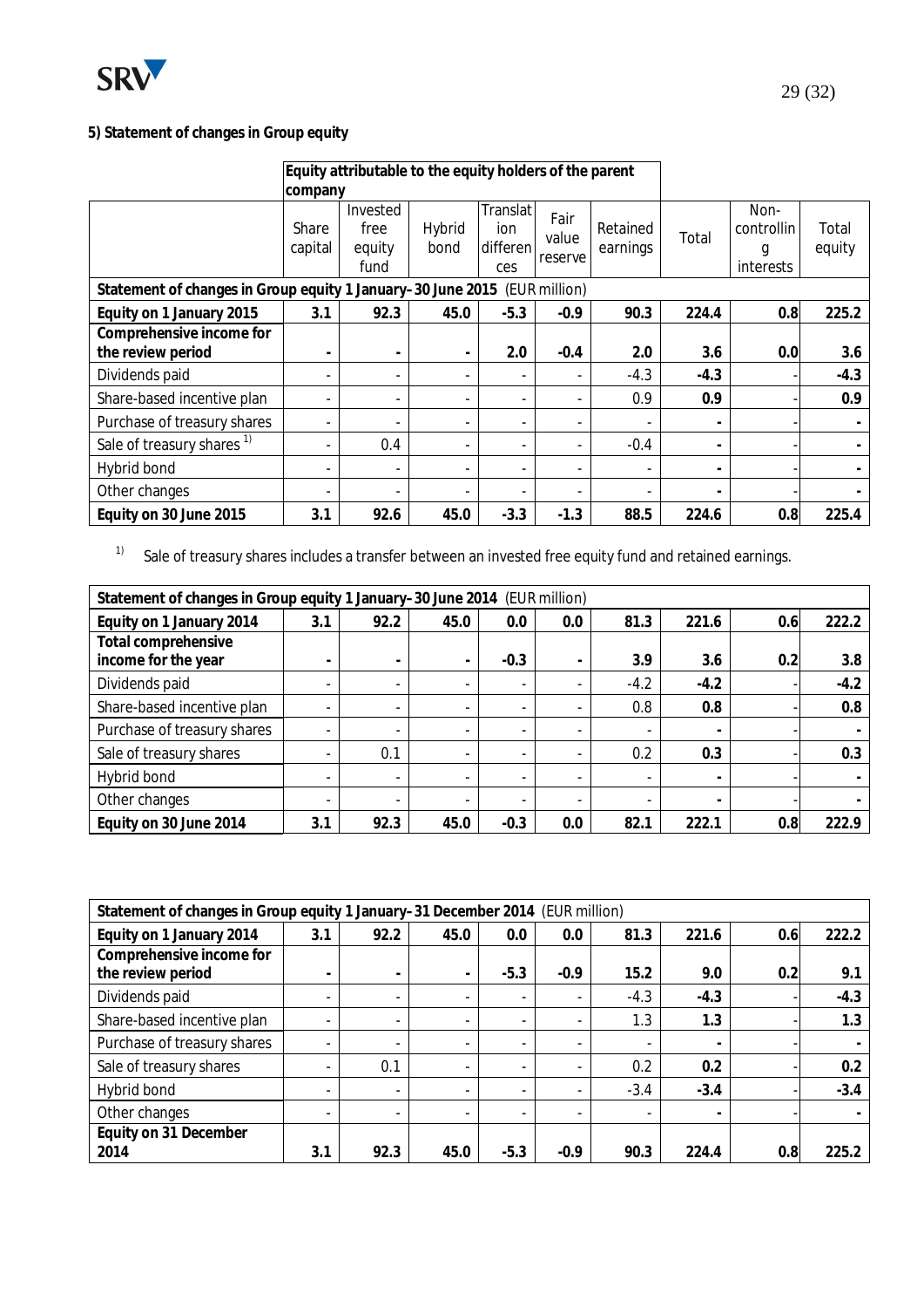**5) Statement of changes in Group equity**

| | Equity attributable to the equity holders of the parent company | | | | | | | | |
|---|---|---|---|---|---|---|---|---|---|
| | Share capital | Invested free equity fund | Hybrid bond | Translation differences | Fair value reserve | Retained earnings | Total | Non-controlling interests | Total equity |
| **Statement of changes in Group equity 1 January–30 June 2015** (EUR million) | | | | | | | | | |
| **Equity on 1 January 2015** | **3.1** | **92.3** | **45.0** | **-5.3** | **-0.9** | **90.3** | **224.4** | **0.8** | **225.2** |
| **Comprehensive income for the review period** | **-** | **-** | **-** | **2.0** | **-0.4** | **2.0** | **3.6** | **0.0** | **3.6** |
| Dividends paid | - | - | - | - | - | -4.3 | **-4.3** | - | **-4.3** |
| Share-based incentive plan | - | - | - | - | - | 0.9 | **0.9** | - | **0.9** |
| Purchase of treasury shares | - | - | - | - | - | - | **-** | - | **-** |
| Sale of treasury shares [1] | - | 0.4 | - | - | - | -0.4 | **-** | - | **-** |
| Hybrid bond | - | - | - | - | - | - | **-** | - | **-** |
| Other changes | - | - | - | - | - | - | **-** | - | **-** |
| **Equity on 30 June 2015** | **3.1** | **92.6** | **45.0** | **-3.3** | **-1.3** | **88.5** | **224.6** | **0.8** | **225.4** |

[1] Sale of treasury shares includes a transfer between an invested free equity fund and retained earnings.

| **Statement of changes in Group equity 1 January–30 June 2014** (EUR million) | | | | | | | | | |
|---|---|---|---|---|---|---|---|---|---|
| **Equity on 1 January 2014** | **3.1** | **92.2** | **45.0** | **0.0** | **0.0** | **81.3** | **221.6** | **0.6** | **222.2** |
| **Total comprehensive income for the year** | **-** | **-** | **-** | **-0.3** | **-** | **3.9** | **3.6** | **0.2** | **3.8** |
| Dividends paid | - | - | - | - | - | -4.2 | **-4.2** | - | **-4.2** |
| Share-based incentive plan | - | - | - | - | - | 0.8 | **0.8** | - | **0.8** |
| Purchase of treasury shares | - | - | - | - | - | - | **-** | - | **-** |
| Sale of treasury shares | - | 0.1 | - | - | - | 0.2 | **0.3** | - | **0.3** |
| Hybrid bond | - | - | - | - | - | - | **-** | - | **-** |
| Other changes | - | - | - | - | - | - | **-** | - | **-** |
| **Equity on 30 June 2014** | **3.1** | **92.3** | **45.0** | **-0.3** | **0.0** | **82.1** | **222.1** | **0.8** | **222.9** |

| **Statement of changes in Group equity 1 January–31 December 2014** (EUR million) | | | | | | | | | |
|---|---|---|---|---|---|---|---|---|---|
| **Equity on 1 January 2014** | **3.1** | **92.2** | **45.0** | **0.0** | **0.0** | **81.3** | **221.6** | **0.6** | **222.2** |
| **Comprehensive income for the review period** | **-** | **-** | **-** | **-5.3** | **-0.9** | **15.2** | **9.0** | **0.2** | **9.1** |
| Dividends paid | - | - | - | - | - | -4.3 | **-4.3** | - | **-4.3** |
| Share-based incentive plan | - | - | - | - | - | 1.3 | **1.3** | - | **1.3** |
| Purchase of treasury shares | - | - | - | - | - | - | **-** | - | **-** |
| Sale of treasury shares | - | 0.1 | - | - | - | 0.2 | **0.2** | - | **0.2** |
| Hybrid bond | - | - | - | - | - | -3.4 | **-3.4** | - | **-3.4** |
| Other changes | - | - | - | - | - | - | **-** | - | **-** |
| **Equity on 31 December 2014** | **3.1** | **92.3** | **45.0** | **-5.3** | **-0.9** | **90.3** | **224.4** | **0.8** | **225.2** |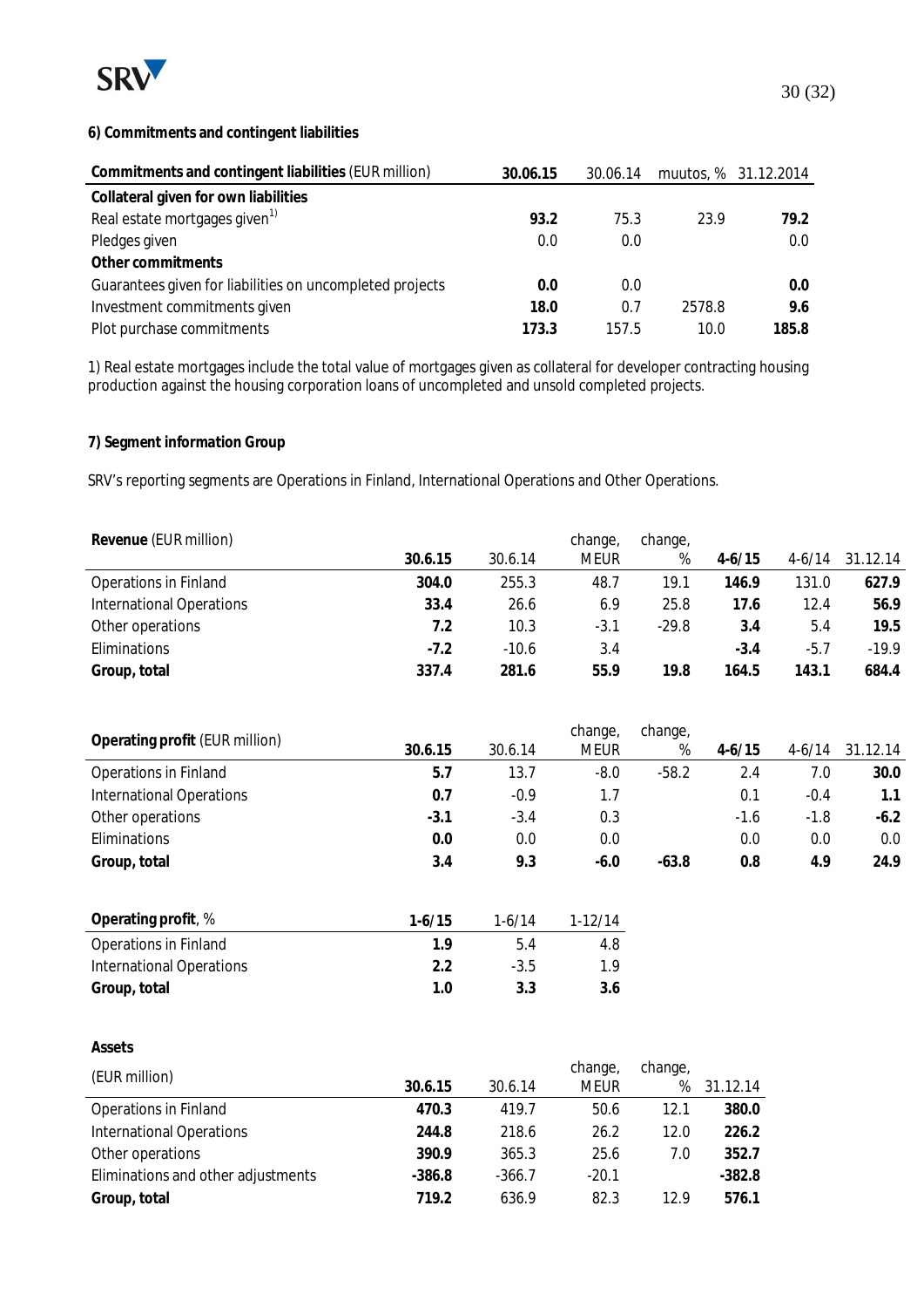### 6) Commitments and contingent liabilities

| Commitments and contingent liabilities (EUR million) | 30.06.15 | 30.06.14 | muutos, % | 31.12.2014 |
|---|---|---|---|---|
| **Collateral given for own liabilities** | | | | |
| Real estate mortgages given[1] | **93.2** | 75.3 | 23.9 | **79.2** |
| Pledges given | 0.0 | 0.0 | | 0.0 |
| **Other commitments** | | | | |
| Guarantees given for liabilities on uncompleted projects | **0.0** | 0.0 | | **0.0** |
| Investment commitments given | **18.0** | 0.7 | 2578.8 | **9.6** |
| Plot purchase commitments | **173.3** | 157.5 | 10.0 | **185.8** |

1) Real estate mortgages include the total value of mortgages given as collateral for developer contracting housing production against the housing corporation loans of uncompleted and unsold completed projects.

### 7) Segment information Group

SRV's reporting segments are Operations in Finland, International Operations and Other Operations.

| Revenue (EUR million) | 30.6.15 | 30.6.14 | change, MEUR | change, % | 4-6/15 | 4-6/14 | 31.12.14 |
|---|---|---|---|---|---|---|---|
| Operations in Finland | **304.0** | 255.3 | 48.7 | 19.1 | **146.9** | 131.0 | **627.9** |
| International Operations | **33.4** | 26.6 | 6.9 | 25.8 | **17.6** | 12.4 | **56.9** |
| Other operations | **7.2** | 10.3 | -3.1 | -29.8 | **3.4** | 5.4 | **19.5** |
| Eliminations | **-7.2** | -10.6 | 3.4 | | **-3.4** | -5.7 | -19.9 |
| **Group, total** | **337.4** | **281.6** | **55.9** | **19.8** | **164.5** | **143.1** | **684.4** |

| Operating profit (EUR million) | 30.6.15 | 30.6.14 | change, MEUR | change, % | 4-6/15 | 4-6/14 | 31.12.14 |
|---|---|---|---|---|---|---|---|
| Operations in Finland | **5.7** | 13.7 | -8.0 | -58.2 | 2.4 | 7.0 | **30.0** |
| International Operations | **0.7** | -0.9 | 1.7 | | 0.1 | -0.4 | **1.1** |
| Other operations | **-3.1** | -3.4 | 0.3 | | -1.6 | -1.8 | **-6.2** |
| Eliminations | **0.0** | 0.0 | 0.0 | | 0.0 | 0.0 | 0.0 |
| **Group, total** | **3.4** | **9.3** | **-6.0** | **-63.8** | **0.8** | **4.9** | **24.9** |

| Operating profit, % | 1-6/15 | 1-6/14 | 1-12/14 |
|---|---|---|---|
| Operations in Finland | **1.9** | 5.4 | 4.8 |
| International Operations | **2.2** | -3.5 | 1.9 |
| **Group, total** | **1.0** | **3.3** | **3.6** |

**Assets**

| (EUR million) | 30.6.15 | 30.6.14 | change, MEUR | change, % | 31.12.14 |
|---|---|---|---|---|---|
| Operations in Finland | **470.3** | 419.7 | 50.6 | 12.1 | **380.0** |
| International Operations | **244.8** | 218.6 | 26.2 | 12.0 | **226.2** |
| Other operations | **390.9** | 365.3 | 25.6 | 7.0 | **352.7** |
| Eliminations and other adjustments | **-386.8** | -366.7 | -20.1 | | **-382.8** |
| **Group, total** | **719.2** | 636.9 | 82.3 | 12.9 | **576.1** |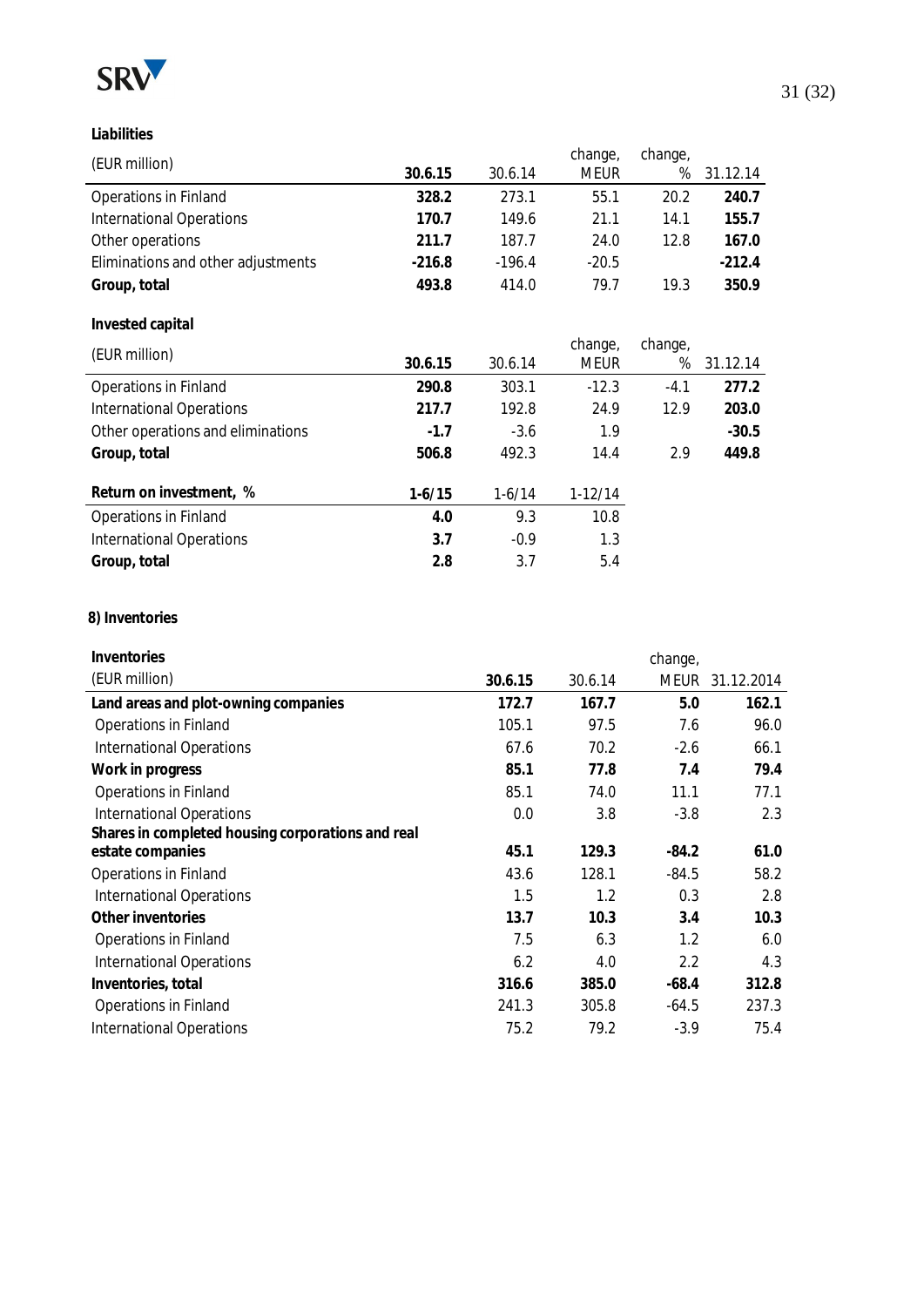**Liabilities**

| (EUR million) | 30.6.15 | 30.6.14 | change, MEUR | change, % | 31.12.14 |
|---|---|---|---|---|---|
| Operations in Finland | **328.2** | 273.1 | 55.1 | 20.2 | **240.7** |
| International Operations | **170.7** | 149.6 | 21.1 | 14.1 | **155.7** |
| Other operations | **211.7** | 187.7 | 24.0 | 12.8 | **167.0** |
| Eliminations and other adjustments | **-216.8** | -196.4 | -20.5 | | **-212.4** |
| **Group, total** | **493.8** | 414.0 | 79.7 | 19.3 | **350.9** |

**Invested capital**

| (EUR million) | 30.6.15 | 30.6.14 | change, MEUR | change, % | 31.12.14 |
|---|---|---|---|---|---|
| Operations in Finland | **290.8** | 303.1 | -12.3 | -4.1 | **277.2** |
| International Operations | **217.7** | 192.8 | 24.9 | 12.9 | **203.0** |
| Other operations and eliminations | **-1.7** | -3.6 | 1.9 | | **-30.5** |
| **Group, total** | **506.8** | 492.3 | 14.4 | 2.9 | **449.8** |

| **Return on investment, %** | **1-6/15** | 1-6/14 | 1-12/14 |
|---|---|---|---|
| Operations in Finland | **4.0** | 9.3 | 10.8 |
| International Operations | **3.7** | -0.9 | 1.3 |
| **Group, total** | **2.8** | 3.7 | 5.4 |

**8) Inventories**

| **Inventories** (EUR million) | 30.6.15 | 30.6.14 | change, MEUR | 31.12.2014 |
|---|---|---|---|---|
| **Land areas and plot-owning companies** | **172.7** | **167.7** | **5.0** | **162.1** |
| Operations in Finland | 105.1 | 97.5 | 7.6 | 96.0 |
| International Operations | 67.6 | 70.2 | -2.6 | 66.1 |
| **Work in progress** | **85.1** | **77.8** | **7.4** | **79.4** |
| Operations in Finland | 85.1 | 74.0 | 11.1 | 77.1 |
| International Operations | 0.0 | 3.8 | -3.8 | 2.3 |
| **Shares in completed housing corporations and real estate companies** | **45.1** | **129.3** | **-84.2** | **61.0** |
| Operations in Finland | 43.6 | 128.1 | -84.5 | 58.2 |
| International Operations | 1.5 | 1.2 | 0.3 | 2.8 |
| **Other inventories** | **13.7** | **10.3** | **3.4** | **10.3** |
| Operations in Finland | 7.5 | 6.3 | 1.2 | 6.0 |
| International Operations | 6.2 | 4.0 | 2.2 | 4.3 |
| **Inventories, total** | **316.6** | **385.0** | **-68.4** | **312.8** |
| Operations in Finland | 241.3 | 305.8 | -64.5 | 237.3 |
| International Operations | 75.2 | 79.2 | -3.9 | 75.4 |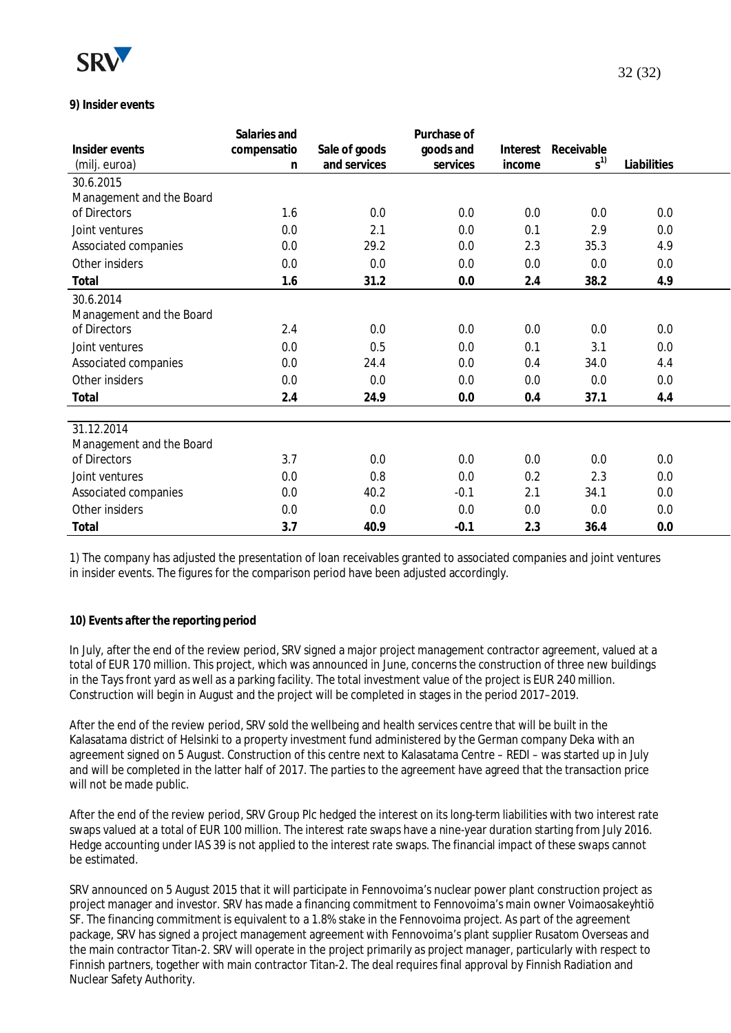**9) Insider events**

| Insider events (milj. euroa) | Salaries and compensation | Sale of goods and services | Purchase of goods and services | Interest income | Receivables[1)] | Liabilities |
|---|---|---|---|---|---|---|
| 30.6.2015 | | | | | | |
| Management and the Board of Directors | 1.6 | 0.0 | 0.0 | 0.0 | 0.0 | 0.0 |
| Joint ventures | 0.0 | 2.1 | 0.0 | 0.1 | 2.9 | 0.0 |
| Associated companies | 0.0 | 29.2 | 0.0 | 2.3 | 35.3 | 4.9 |
| Other insiders | 0.0 | 0.0 | 0.0 | 0.0 | 0.0 | 0.0 |
| **Total** | **1.6** | **31.2** | **0.0** | **2.4** | **38.2** | **4.9** |
| 30.6.2014 | | | | | | |
| Management and the Board of Directors | 2.4 | 0.0 | 0.0 | 0.0 | 0.0 | 0.0 |
| Joint ventures | 0.0 | 0.5 | 0.0 | 0.1 | 3.1 | 0.0 |
| Associated companies | 0.0 | 24.4 | 0.0 | 0.4 | 34.0 | 4.4 |
| Other insiders | 0.0 | 0.0 | 0.0 | 0.0 | 0.0 | 0.0 |
| **Total** | **2.4** | **24.9** | **0.0** | **0.4** | **37.1** | **4.4** |
| 31.12.2014 | | | | | | |
| Management and the Board of Directors | 3.7 | 0.0 | 0.0 | 0.0 | 0.0 | 0.0 |
| Joint ventures | 0.0 | 0.8 | 0.0 | 0.2 | 2.3 | 0.0 |
| Associated companies | 0.0 | 40.2 | -0.1 | 2.1 | 34.1 | 0.0 |
| Other insiders | 0.0 | 0.0 | 0.0 | 0.0 | 0.0 | 0.0 |
| **Total** | **3.7** | **40.9** | **-0.1** | **2.3** | **36.4** | **0.0** |

1) The company has adjusted the presentation of loan receivables granted to associated companies and joint ventures in insider events. The figures for the comparison period have been adjusted accordingly.

**10) Events after the reporting period**

In July, after the end of the review period, SRV signed a major project management contractor agreement, valued at a total of EUR 170 million. This project, which was announced in June, concerns the construction of three new buildings in the Tays front yard as well as a parking facility. The total investment value of the project is EUR 240 million. Construction will begin in August and the project will be completed in stages in the period 2017–2019.

After the end of the review period, SRV sold the wellbeing and health services centre that will be built in the Kalasatama district of Helsinki to a property investment fund administered by the German company Deka with an agreement signed on 5 August. Construction of this centre next to Kalasatama Centre – REDI – was started up in July and will be completed in the latter half of 2017. The parties to the agreement have agreed that the transaction price will not be made public.

After the end of the review period, SRV Group Plc hedged the interest on its long-term liabilities with two interest rate swaps valued at a total of EUR 100 million. The interest rate swaps have a nine-year duration starting from July 2016. Hedge accounting under IAS 39 is not applied to the interest rate swaps. The financial impact of these swaps cannot be estimated.

SRV announced on 5 August 2015 that it will participate in Fennovoima's nuclear power plant construction project as project manager and investor. SRV has made a financing commitment to Fennovoima's main owner Voimaosakeyhtiö SF. The financing commitment is equivalent to a 1.8% stake in the Fennovoima project. As part of the agreement package, SRV has signed a project management agreement with Fennovoima's plant supplier Rusatom Overseas and the main contractor Titan-2. SRV will operate in the project primarily as project manager, particularly with respect to Finnish partners, together with main contractor Titan-2. The deal requires final approval by Finnish Radiation and Nuclear Safety Authority.